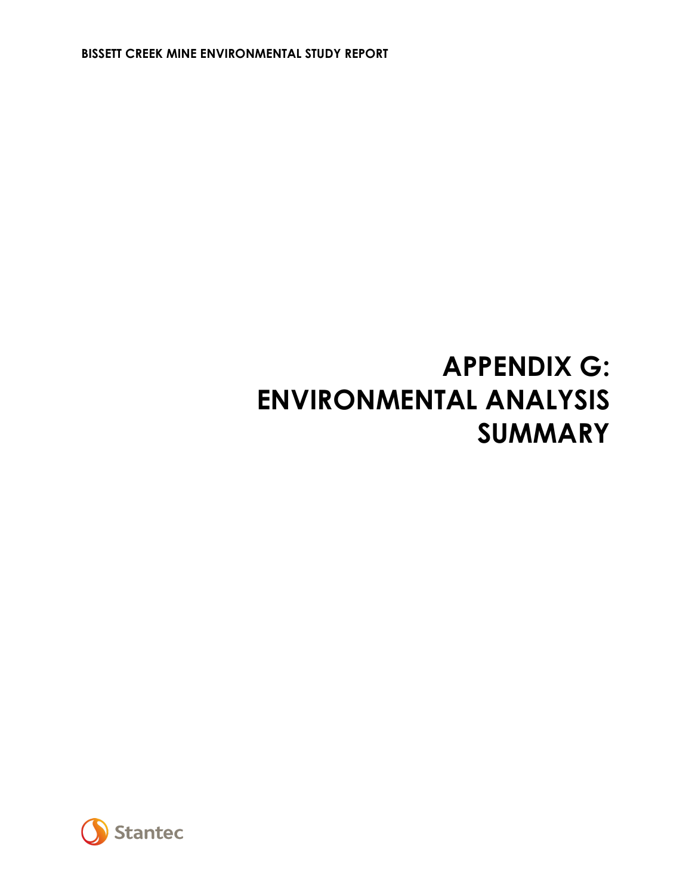# APPENDIX G: ENVIRONMENTAL ANALYSIS SUMMARY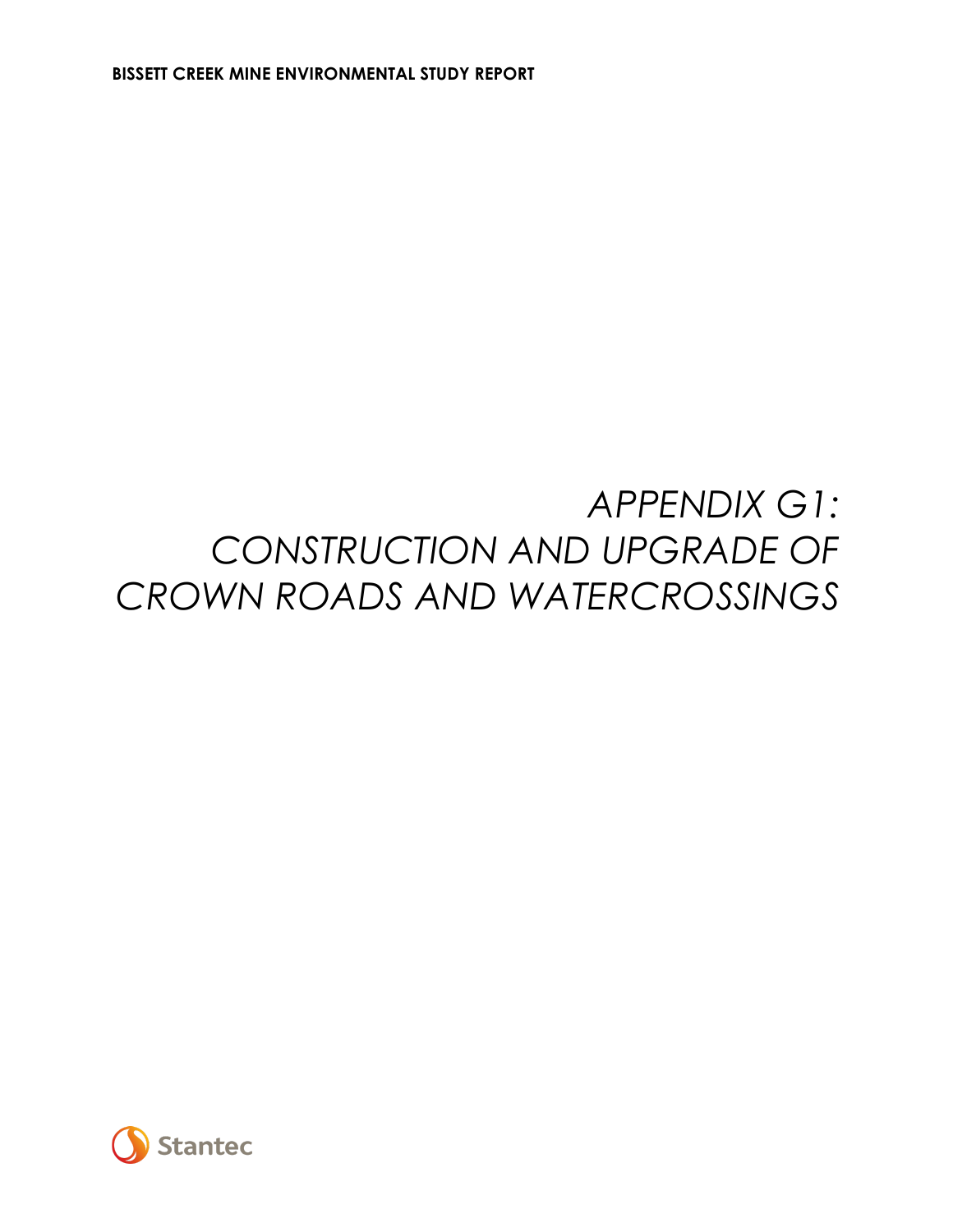# APPENDIX G1: CONSTRUCTION AND UPGRADE OF CROWN ROADS AND WATERCROSSINGS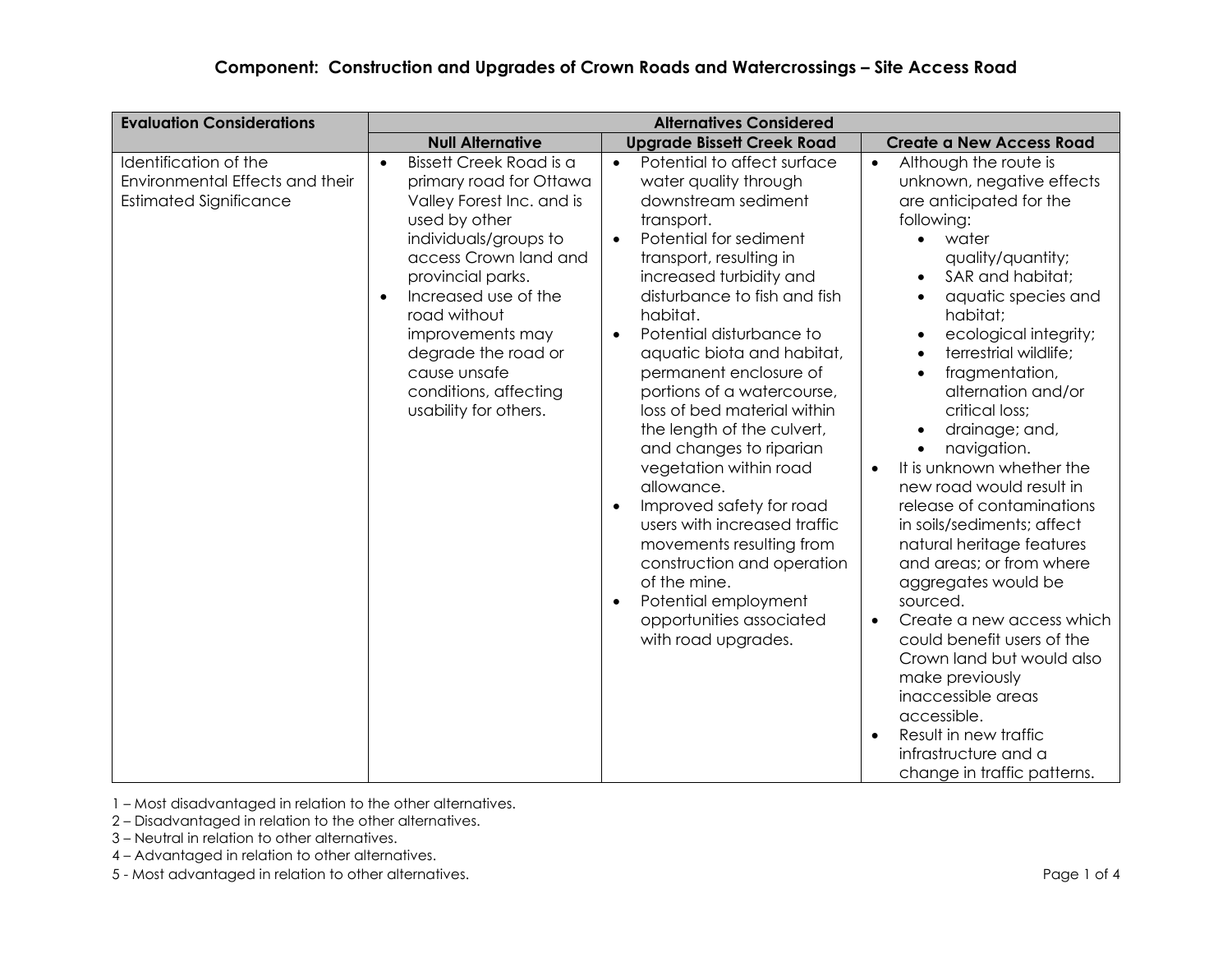## Component: Construction and Upgrades of Crown Roads and Watercrossings – Site Access Road

| Evaluation Considerations | Alternatives Considered | | |
|---|---|---|---|
| | **Null Alternative** | **Upgrade Bissett Creek Road** | **Create a New Access Road** |
| Identification of the Environmental Effects and their Estimated Significance | • Bissett Creek Road is a primary road for Ottawa Valley Forest Inc. and is used by other individuals/groups to access Crown land and provincial parks.<br>• Increased use of the road without improvements may degrade the road or cause unsafe conditions, affecting usability for others. | • Potential to affect surface water quality through downstream sediment transport.<br>• Potential for sediment transport, resulting in increased turbidity and disturbance to fish and fish habitat.<br>• Potential disturbance to aquatic biota and habitat, permanent enclosure of portions of a watercourse, loss of bed material within the length of the culvert, and changes to riparian vegetation within road allowance.<br>• Improved safety for road users with increased traffic movements resulting from construction and operation of the mine.<br>• Potential employment opportunities associated with road upgrades. | • Although the route is unknown, negative effects are anticipated for the following:<br>&nbsp;&nbsp;◦ water quality/quantity;<br>&nbsp;&nbsp;◦ SAR and habitat;<br>&nbsp;&nbsp;◦ aquatic species and habitat;<br>&nbsp;&nbsp;◦ ecological integrity;<br>&nbsp;&nbsp;◦ terrestrial wildlife;<br>&nbsp;&nbsp;◦ fragmentation, alternation and/or critical loss;<br>&nbsp;&nbsp;◦ drainage; and,<br>&nbsp;&nbsp;◦ navigation.<br>• It is unknown whether the new road would result in release of contaminations in soils/sediments; affect natural heritage features and areas; or from where aggregates would be sourced.<br>• Create a new access which could benefit users of the Crown land but would also make previously inaccessible areas accessible.<br>• Result in new traffic infrastructure and a change in traffic patterns. |

1 – Most disadvantaged in relation to the other alternatives.
2 – Disadvantaged in relation to the other alternatives.
3 – Neutral in relation to other alternatives.
4 – Advantaged in relation to other alternatives.
5 - Most advantaged in relation to other alternatives.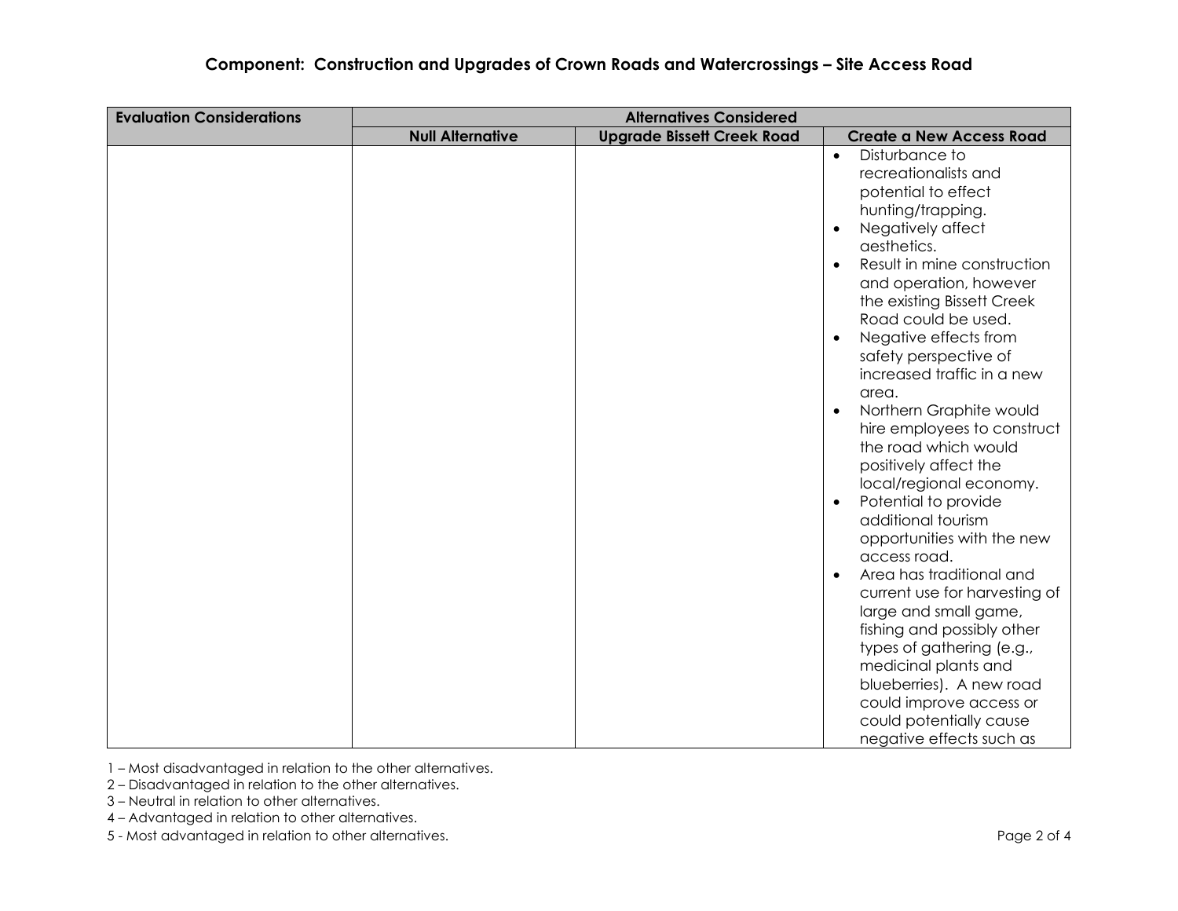## Component: Construction and Upgrades of Crown Roads and Watercrossings – Site Access Road

| Evaluation Considerations | Alternatives Considered | | |
|---|---|---|---|
| | Null Alternative | Upgrade Bissett Creek Road | Create a New Access Road |
| | | | • Disturbance to recreationalists and potential to effect hunting/trapping.<br>• Negatively affect aesthetics.<br>• Result in mine construction and operation, however the existing Bissett Creek Road could be used.<br>• Negative effects from safety perspective of increased traffic in a new area.<br>• Northern Graphite would hire employees to construct the road which would positively affect the local/regional economy.<br>• Potential to provide additional tourism opportunities with the new access road.<br>• Area has traditional and current use for harvesting of large and small game, fishing and possibly other types of gathering (e.g., medicinal plants and blueberries). A new road could improve access or could potentially cause negative effects such as |

1 – Most disadvantaged in relation to the other alternatives.
2 – Disadvantaged in relation to the other alternatives.
3 – Neutral in relation to other alternatives.
4 – Advantaged in relation to other alternatives.
5 - Most advantaged in relation to other alternatives.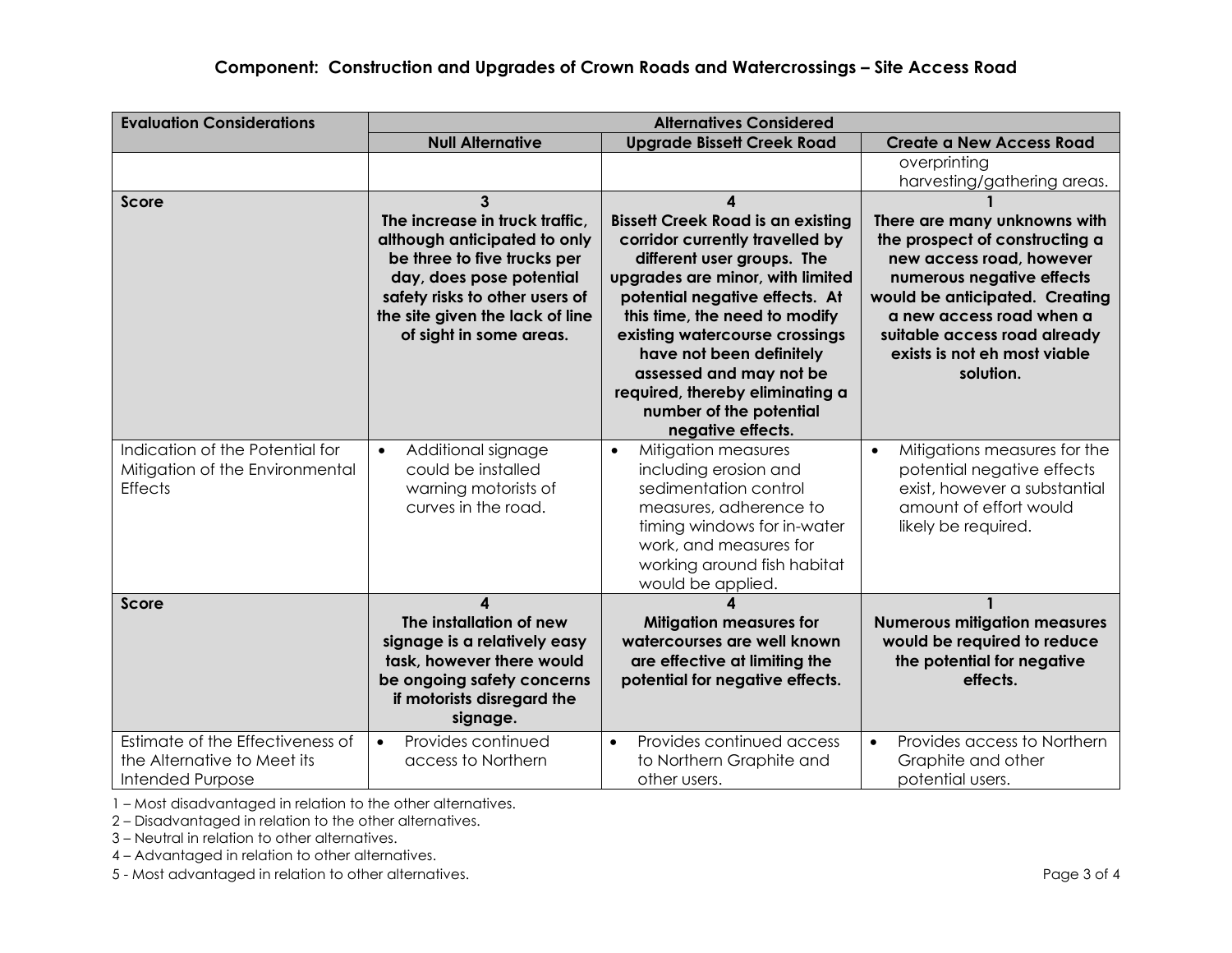## Component: Construction and Upgrades of Crown Roads and Watercrossings – Site Access Road

| Evaluation Considerations | Alternatives Considered | | |
|---|---|---|---|
| | Null Alternative | Upgrade Bissett Creek Road | Create a New Access Road |
| | | | overprinting harvesting/gathering areas. |
| **Score** | **3** **The increase in truck traffic, although anticipated to only be three to five trucks per day, does pose potential safety risks to other users of the site given the lack of line of sight in some areas.** | **4** **Bissett Creek Road is an existing corridor currently travelled by different user groups. The upgrades are minor, with limited potential negative effects. At this time, the need to modify existing watercourse crossings have not been definitely assessed and may not be required, thereby eliminating a number of the potential negative effects.** | **1** **There are many unknowns with the prospect of constructing a new access road, however numerous negative effects would be anticipated. Creating a new access road when a suitable access road already exists is not eh most viable solution.** |
| Indication of the Potential for Mitigation of the Environmental Effects | • Additional signage could be installed warning motorists of curves in the road. | • Mitigation measures including erosion and sedimentation control measures, adherence to timing windows for in-water work, and measures for working around fish habitat would be applied. | • Mitigations measures for the potential negative effects exist, however a substantial amount of effort would likely be required. |
| **Score** | **4** **The installation of new signage is a relatively easy task, however there would be ongoing safety concerns if motorists disregard the signage.** | **4** **Mitigation measures for watercourses are well known are effective at limiting the potential for negative effects.** | **1** **Numerous mitigation measures would be required to reduce the potential for negative effects.** |
| Estimate of the Effectiveness of the Alternative to Meet its Intended Purpose | • Provides continued access to Northern | • Provides continued access to Northern Graphite and other users. | • Provides access to Northern Graphite and other potential users. |

1 – Most disadvantaged in relation to the other alternatives.
2 – Disadvantaged in relation to the other alternatives.
3 – Neutral in relation to other alternatives.
4 – Advantaged in relation to other alternatives.
5 - Most advantaged in relation to other alternatives.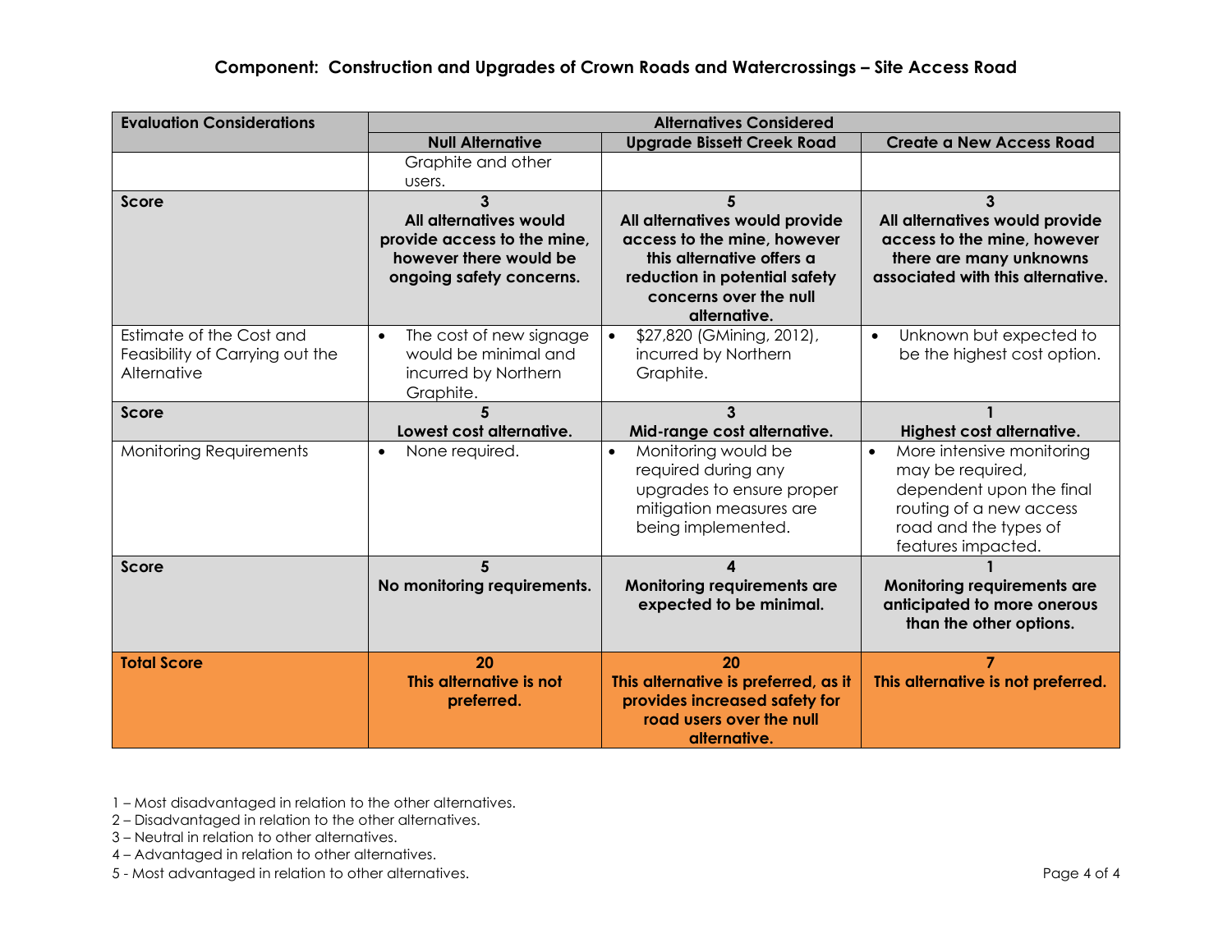## Component: Construction and Upgrades of Crown Roads and Watercrossings – Site Access Road

| Evaluation Considerations | Alternatives Considered | | |
|---|---|---|---|
| | **Null Alternative** | **Upgrade Bissett Creek Road** | **Create a New Access Road** |
| | Graphite and other users. | | |
| **Score** | **3**<br>**All alternatives would provide access to the mine, however there would be ongoing safety concerns.** | **5**<br>**All alternatives would provide access to the mine, however this alternative offers a reduction in potential safety concerns over the null alternative.** | **3**<br>**All alternatives would provide access to the mine, however there are many unknowns associated with this alternative.** |
| Estimate of the Cost and Feasibility of Carrying out the Alternative | • The cost of new signage would be minimal and incurred by Northern Graphite. | • $27,820 (GMining, 2012), incurred by Northern Graphite. | • Unknown but expected to be the highest cost option. |
| **Score** | **5**<br>**Lowest cost alternative.** | **3**<br>**Mid-range cost alternative.** | **1**<br>**Highest cost alternative.** |
| Monitoring Requirements | • None required. | • Monitoring would be required during any upgrades to ensure proper mitigation measures are being implemented. | • More intensive monitoring may be required, dependent upon the final routing of a new access road and the types of features impacted. |
| **Score** | **5**<br>**No monitoring requirements.** | **4**<br>**Monitoring requirements are expected to be minimal.** | **1**<br>**Monitoring requirements are anticipated to more onerous than the other options.** |
| **Total Score** | **20**<br>**This alternative is not preferred.** | **20**<br>**This alternative is preferred, as it provides increased safety for road users over the null alternative.** | **7**<br>**This alternative is not preferred.** |

1 – Most disadvantaged in relation to the other alternatives.
2 – Disadvantaged in relation to the other alternatives.
3 – Neutral in relation to other alternatives.
4 – Advantaged in relation to other alternatives.
5 - Most advantaged in relation to other alternatives.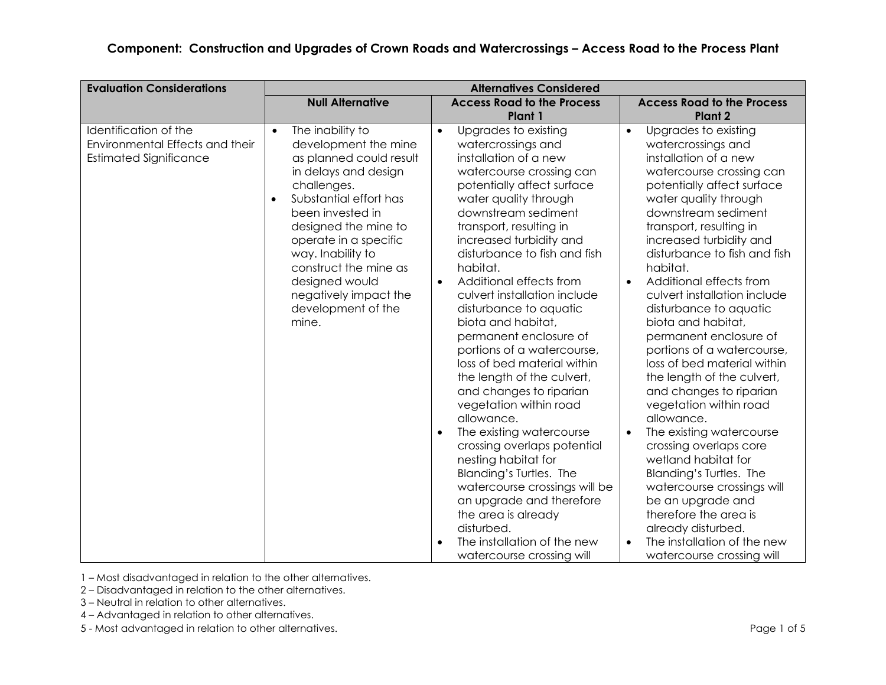**Component: Construction and Upgrades of Crown Roads and Watercrossings – Access Road to the Process Plant**

| Evaluation Considerations | Alternatives Considered | | |
|---|---|---|---|
| | **Null Alternative** | **Access Road to the Process Plant 1** | **Access Road to the Process Plant 2** |
| Identification of the Environmental Effects and their Estimated Significance | • The inability to development the mine as planned could result in delays and design challenges.<br>• Substantial effort has been invested in designed the mine to operate in a specific way. Inability to construct the mine as designed would negatively impact the development of the mine. | • Upgrades to existing watercrossings and installation of a new watercourse crossing can potentially affect surface water quality through downstream sediment transport, resulting in increased turbidity and disturbance to fish and fish habitat.<br>• Additional effects from culvert installation include disturbance to aquatic biota and habitat, permanent enclosure of portions of a watercourse, loss of bed material within the length of the culvert, and changes to riparian vegetation within road allowance.<br>• The existing watercourse crossing overlaps potential nesting habitat for Blanding's Turtles. The watercourse crossings will be an upgrade and therefore the area is already disturbed.<br>• The installation of the new watercourse crossing will | • Upgrades to existing watercrossings and installation of a new watercourse crossing can potentially affect surface water quality through downstream sediment transport, resulting in increased turbidity and disturbance to fish and fish habitat.<br>• Additional effects from culvert installation include disturbance to aquatic biota and habitat, permanent enclosure of portions of a watercourse, loss of bed material within the length of the culvert, and changes to riparian vegetation within road allowance.<br>• The existing watercourse crossing overlaps core wetland habitat for Blanding's Turtles. The watercourse crossings will be an upgrade and therefore the area is already disturbed.<br>• The installation of the new watercourse crossing will |

1 – Most disadvantaged in relation to the other alternatives.
2 – Disadvantaged in relation to the other alternatives.
3 – Neutral in relation to other alternatives.
4 – Advantaged in relation to other alternatives.
5 - Most advantaged in relation to other alternatives.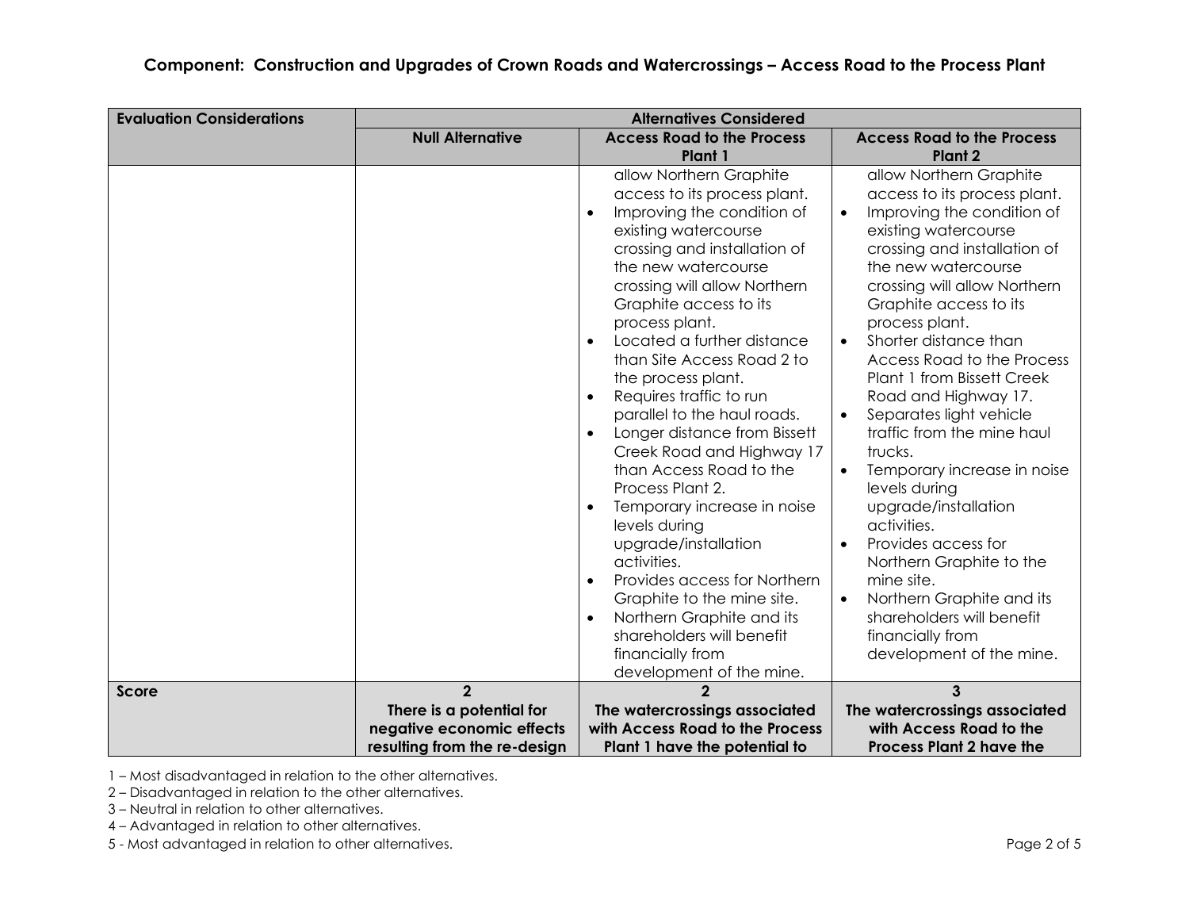### Component: Construction and Upgrades of Crown Roads and Watercrossings – Access Road to the Process Plant

| Evaluation Considerations | Alternatives Considered | | |
|---|---|---|---|
| | **Null Alternative** | **Access Road to the Process Plant 1** | **Access Road to the Process Plant 2** |
| | | allow Northern Graphite access to its process plant.<br>• Improving the condition of existing watercourse crossing and installation of the new watercourse crossing will allow Northern Graphite access to its process plant.<br>• Located a further distance than Site Access Road 2 to the process plant.<br>• Requires traffic to run parallel to the haul roads.<br>• Longer distance from Bissett Creek Road and Highway 17 than Access Road to the Process Plant 2.<br>• Temporary increase in noise levels during upgrade/installation activities.<br>• Provides access for Northern Graphite to the mine site.<br>• Northern Graphite and its shareholders will benefit financially from development of the mine. | allow Northern Graphite access to its process plant.<br>• Improving the condition of existing watercourse crossing and installation of the new watercourse crossing will allow Northern Graphite access to its process plant.<br>• Shorter distance than Access Road to the Process Plant 1 from Bissett Creek Road and Highway 17.<br>• Separates light vehicle traffic from the mine haul trucks.<br>• Temporary increase in noise levels during upgrade/installation activities.<br>• Provides access for Northern Graphite to the mine site.<br>• Northern Graphite and its shareholders will benefit financially from development of the mine. |
| **Score** | **2**<br>**There is a potential for negative economic effects resulting from the re-design** | **2**<br>**The watercrossings associated with Access Road to the Process Plant 1 have the potential to** | **3**<br>**The watercrossings associated with Access Road to the Process Plant 2 have the** |

1 – Most disadvantaged in relation to the other alternatives.
2 – Disadvantaged in relation to the other alternatives.
3 – Neutral in relation to other alternatives.
4 – Advantaged in relation to other alternatives.
5 - Most advantaged in relation to other alternatives.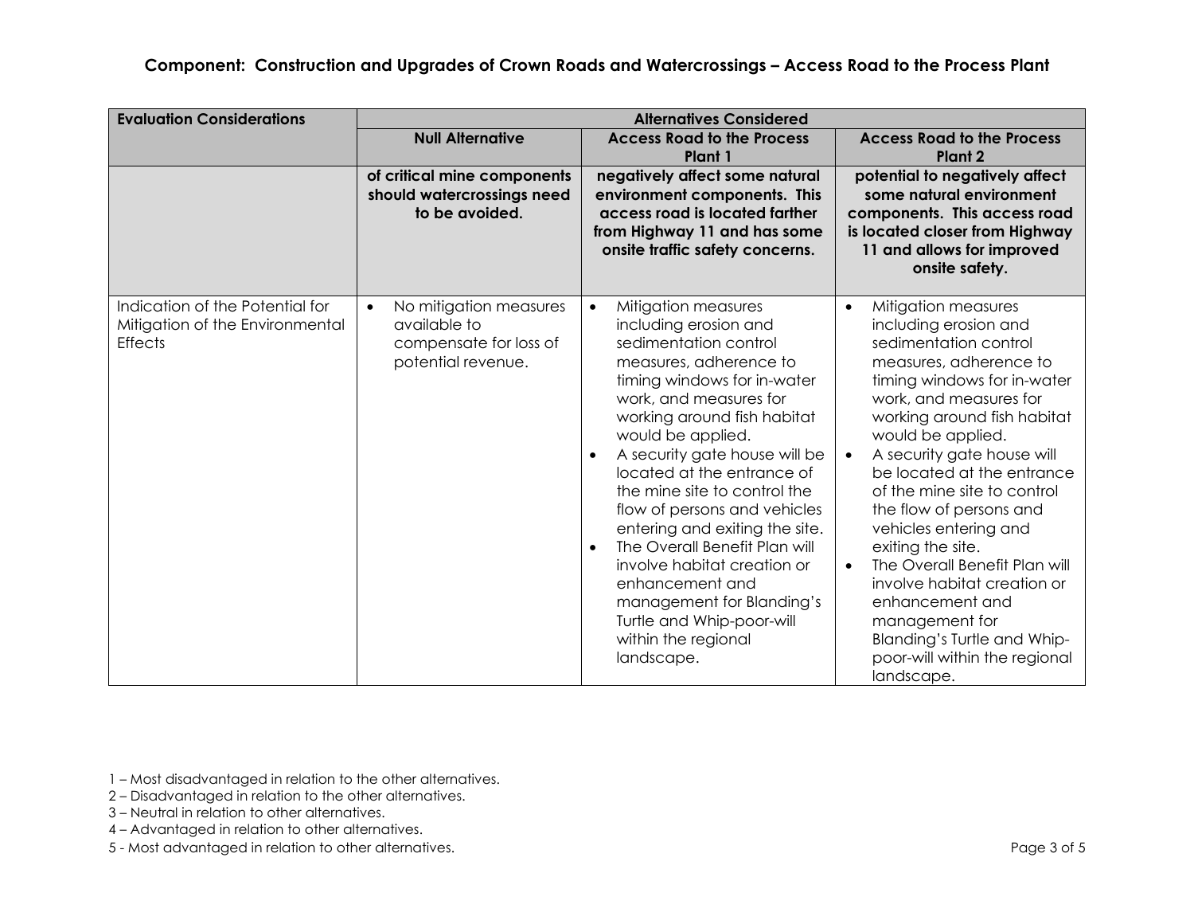**Component: Construction and Upgrades of Crown Roads and Watercrossings – Access Road to the Process Plant**

| Evaluation Considerations | Alternatives Considered | | |
|---|---|---|---|
| | **Null Alternative** | **Access Road to the Process Plant 1** | **Access Road to the Process Plant 2** |
| | **of critical mine components should watercrossings need to be avoided.** | **negatively affect some natural environment components. This access road is located farther from Highway 11 and has some onsite traffic safety concerns.** | **potential to negatively affect some natural environment components. This access road is located closer from Highway 11 and allows for improved onsite safety.** |
| Indication of the Potential for Mitigation of the Environmental Effects | • No mitigation measures available to compensate for loss of potential revenue. | • Mitigation measures including erosion and sedimentation control measures, adherence to timing windows for in-water work, and measures for working around fish habitat would be applied.<br>• A security gate house will be located at the entrance of the mine site to control the flow of persons and vehicles entering and exiting the site.<br>• The Overall Benefit Plan will involve habitat creation or enhancement and management for Blanding's Turtle and Whip-poor-will within the regional landscape. | • Mitigation measures including erosion and sedimentation control measures, adherence to timing windows for in-water work, and measures for working around fish habitat would be applied.<br>• A security gate house will be located at the entrance of the mine site to control the flow of persons and vehicles entering and exiting the site.<br>• The Overall Benefit Plan will involve habitat creation or enhancement and management for Blanding's Turtle and Whip-poor-will within the regional landscape. |

1 – Most disadvantaged in relation to the other alternatives.
2 – Disadvantaged in relation to the other alternatives.
3 – Neutral in relation to other alternatives.
4 – Advantaged in relation to other alternatives.
5 - Most advantaged in relation to other alternatives.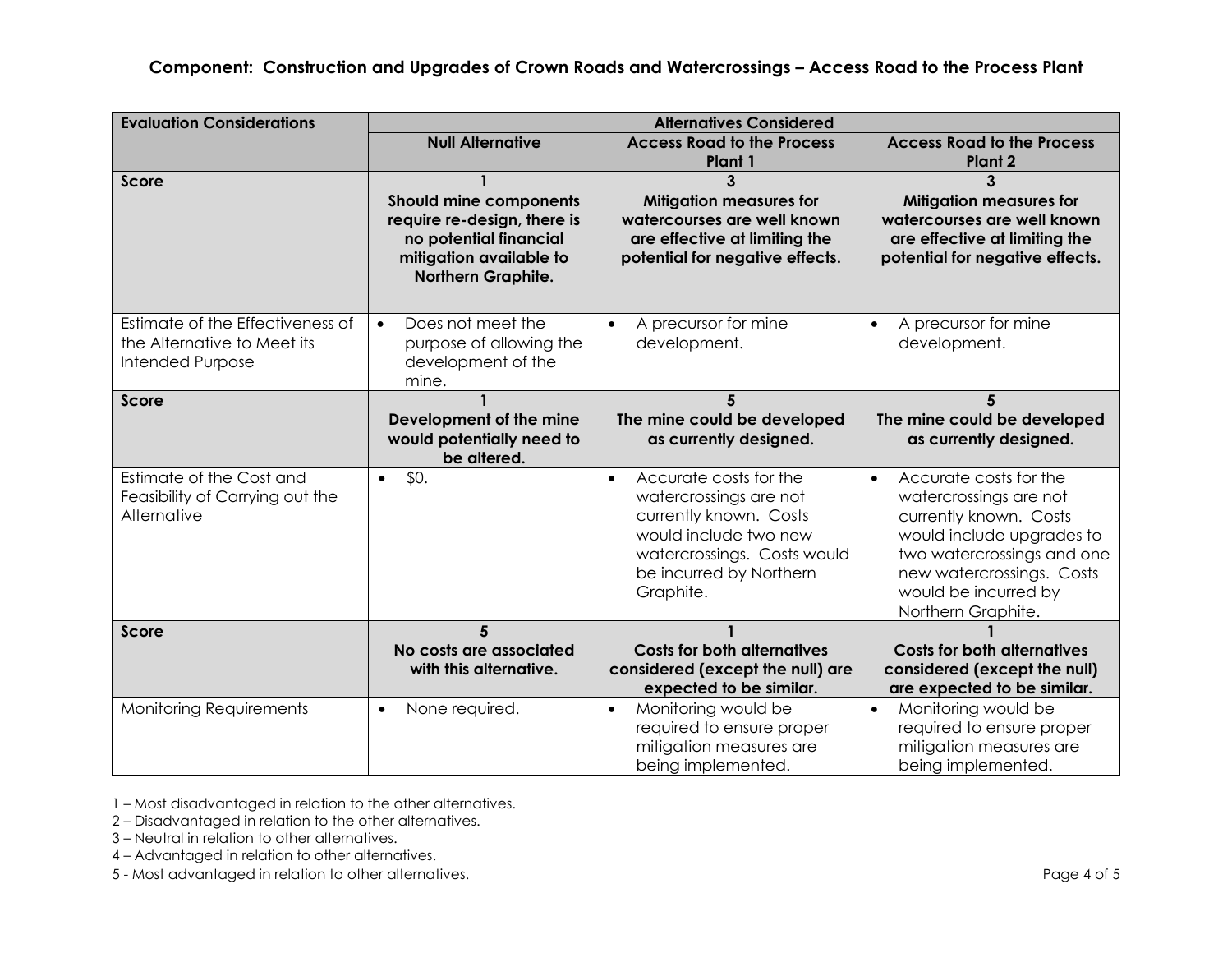**Component: Construction and Upgrades of Crown Roads and Watercrossings – Access Road to the Process Plant**

| Evaluation Considerations | Alternatives Considered | | |
|---|---|---|---|
| | **Null Alternative** | **Access Road to the Process Plant 1** | **Access Road to the Process Plant 2** |
| **Score** | **1**<br>**Should mine components require re-design, there is no potential financial mitigation available to Northern Graphite.** | **3**<br>**Mitigation measures for watercourses are well known are effective at limiting the potential for negative effects.** | **3**<br>**Mitigation measures for watercourses are well known are effective at limiting the potential for negative effects.** |
| Estimate of the Effectiveness of the Alternative to Meet its Intended Purpose | • Does not meet the purpose of allowing the development of the mine. | • A precursor for mine development. | • A precursor for mine development. |
| **Score** | **1**<br>**Development of the mine would potentially need to be altered.** | **5**<br>**The mine could be developed as currently designed.** | **5**<br>**The mine could be developed as currently designed.** |
| Estimate of the Cost and Feasibility of Carrying out the Alternative | • $0. | • Accurate costs for the watercrossings are not currently known. Costs would include two new watercrossings. Costs would be incurred by Northern Graphite. | • Accurate costs for the watercrossings are not currently known. Costs would include upgrades to two watercrossings and one new watercrossings. Costs would be incurred by Northern Graphite. |
| **Score** | **5**<br>**No costs are associated with this alternative.** | **1**<br>**Costs for both alternatives considered (except the null) are expected to be similar.** | **1**<br>**Costs for both alternatives considered (except the null) are expected to be similar.** |
| Monitoring Requirements | • None required. | • Monitoring would be required to ensure proper mitigation measures are being implemented. | • Monitoring would be required to ensure proper mitigation measures are being implemented. |

1 – Most disadvantaged in relation to the other alternatives.
2 – Disadvantaged in relation to the other alternatives.
3 – Neutral in relation to other alternatives.
4 – Advantaged in relation to other alternatives.
5 - Most advantaged in relation to other alternatives.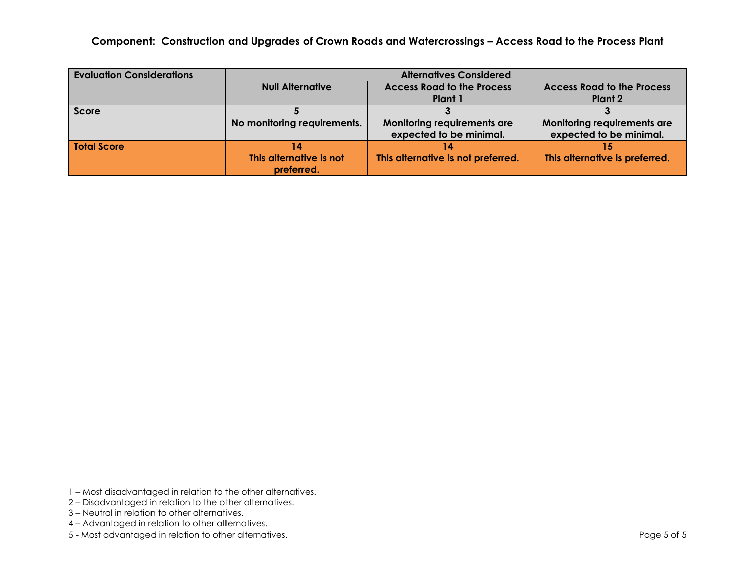**Component: Construction and Upgrades of Crown Roads and Watercrossings – Access Road to the Process Plant**

| Evaluation Considerations | Alternatives Considered | | |
|---|---|---|---|
| | Null Alternative | Access Road to the Process Plant 1 | Access Road to the Process Plant 2 |
| **Score** | **5**<br>**No monitoring requirements.** | **3**<br>**Monitoring requirements are expected to be minimal.** | **3**<br>**Monitoring requirements are expected to be minimal.** |
| **Total Score** | **14**<br>**This alternative is not preferred.** | **14**<br>**This alternative is not preferred.** | **15**<br>**This alternative is preferred.** |

1 – Most disadvantaged in relation to the other alternatives.
2 – Disadvantaged in relation to the other alternatives.
3 – Neutral in relation to other alternatives.
4 – Advantaged in relation to other alternatives.
5 - Most advantaged in relation to other alternatives.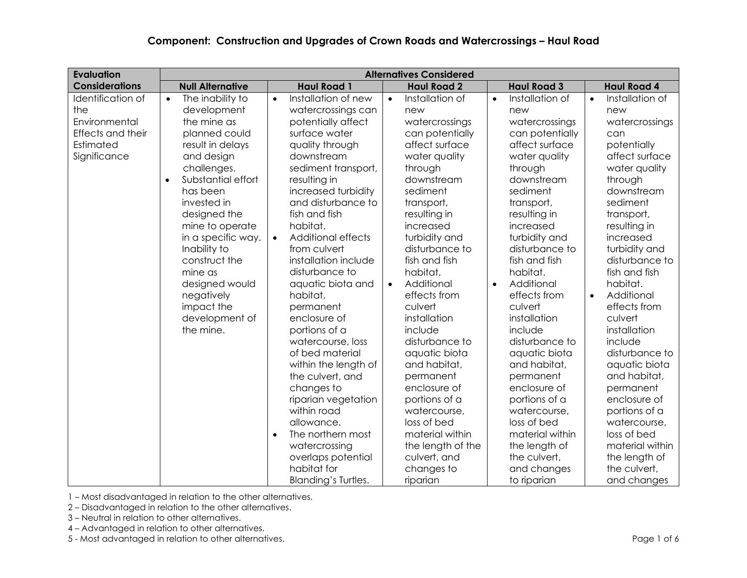## Component: Construction and Upgrades of Crown Roads and Watercrossings – Haul Road

| Evaluation Considerations | Alternatives Considered | | | | |
|---|---|---|---|---|---|
| | **Null Alternative** | **Haul Road 1** | **Haul Road 2** | **Haul Road 3** | **Haul Road 4** |
| Identification of the Environmental Effects and their Estimated Significance | • The inability to development the mine as planned could result in delays and design challenges.<br>• Substantial effort has been invested in designed the mine to operate in a specific way. Inability to construct the mine as designed would negatively impact the development of the mine. | • Installation of new watercrossings can potentially affect surface water quality through downstream sediment transport, resulting in increased turbidity and disturbance to fish and fish habitat.<br>• Additional effects from culvert installation include disturbance to aquatic biota and habitat, permanent enclosure of portions of a watercourse, loss of bed material within the length of the culvert, and changes to riparian vegetation within road allowance.<br>• The northern most watercrossing overlaps potential habitat for Blanding's Turtles. | • Installation of new watercrossings can potentially affect surface water quality through downstream sediment transport, resulting in increased turbidity and disturbance to fish and fish habitat.<br>• Additional effects from culvert installation include disturbance to aquatic biota and habitat, permanent enclosure of portions of a watercourse, loss of bed material within the length of the culvert, and changes to riparian | • Installation of new watercrossings can potentially affect surface water quality through downstream sediment transport, resulting in increased turbidity and disturbance to fish and fish habitat.<br>• Additional effects from culvert installation include disturbance to aquatic biota and habitat, permanent enclosure of portions of a watercourse, loss of bed material within the length of the culvert, and changes to riparian | • Installation of new watercrossings can potentially affect surface water quality through downstream sediment transport, resulting in increased turbidity and disturbance to fish and fish habitat.<br>• Additional effects from culvert installation include disturbance to aquatic biota and habitat, permanent enclosure of portions of a watercourse, loss of bed material within the length of the culvert, and changes |

1 – Most disadvantaged in relation to the other alternatives.
2 – Disadvantaged in relation to the other alternatives.
3 – Neutral in relation to other alternatives.
4 – Advantaged in relation to other alternatives.
5 - Most advantaged in relation to other alternatives.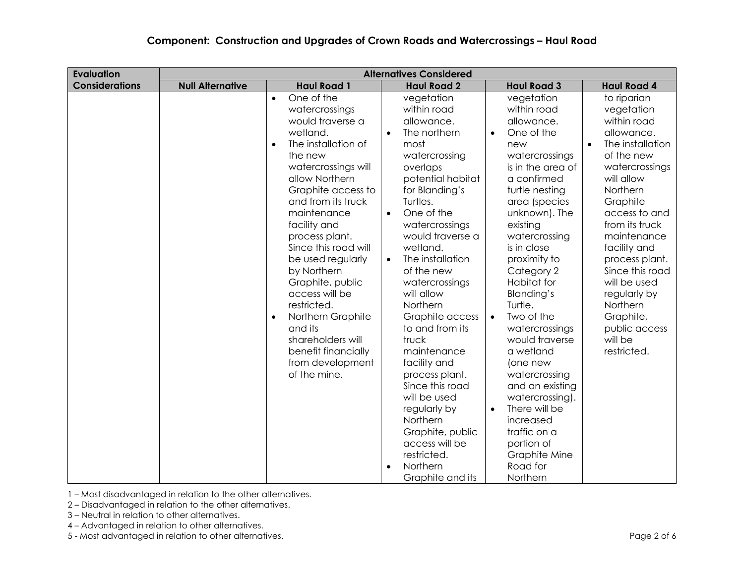## Component: Construction and Upgrades of Crown Roads and Watercrossings – Haul Road

| Evaluation Considerations | Alternatives Considered | | | | |
|---|---|---|---|---|---|
| | Null Alternative | Haul Road 1 | Haul Road 2 | Haul Road 3 | Haul Road 4 |
| | | • One of the watercrossings would traverse a wetland.<br>• The installation of the new watercrossings will allow Northern Graphite access to and from its truck maintenance facility and process plant. Since this road will be used regularly by Northern Graphite, public access will be restricted.<br>• Northern Graphite and its shareholders will benefit financially from development of the mine. | vegetation within road allowance.<br>• The northern most watercrossing overlaps potential habitat for Blanding's Turtles.<br>• One of the watercrossings would traverse a wetland.<br>• The installation of the new watercrossings will allow Northern Graphite access to and from its truck maintenance facility and process plant. Since this road will be used regularly by Northern Graphite, public access will be restricted.<br>• Northern Graphite and its | vegetation within road allowance.<br>• One of the new watercrossings is in the area of a confirmed turtle nesting area (species unknown). The existing watercrossing is in close proximity to Category 2 Habitat for Blanding's Turtle.<br>• Two of the watercrossings would traverse a wetland (one new watercrossing and an existing watercrossing).<br>• There will be increased traffic on a portion of Graphite Mine Road for Northern | to riparian vegetation within road allowance.<br>• The installation of the new watercrossings will allow Northern Graphite access to and from its truck maintenance facility and process plant. Since this road will be used regularly by Northern Graphite, public access will be restricted. |

1 – Most disadvantaged in relation to the other alternatives.
2 – Disadvantaged in relation to the other alternatives.
3 – Neutral in relation to other alternatives.
4 – Advantaged in relation to other alternatives.
5 - Most advantaged in relation to other alternatives.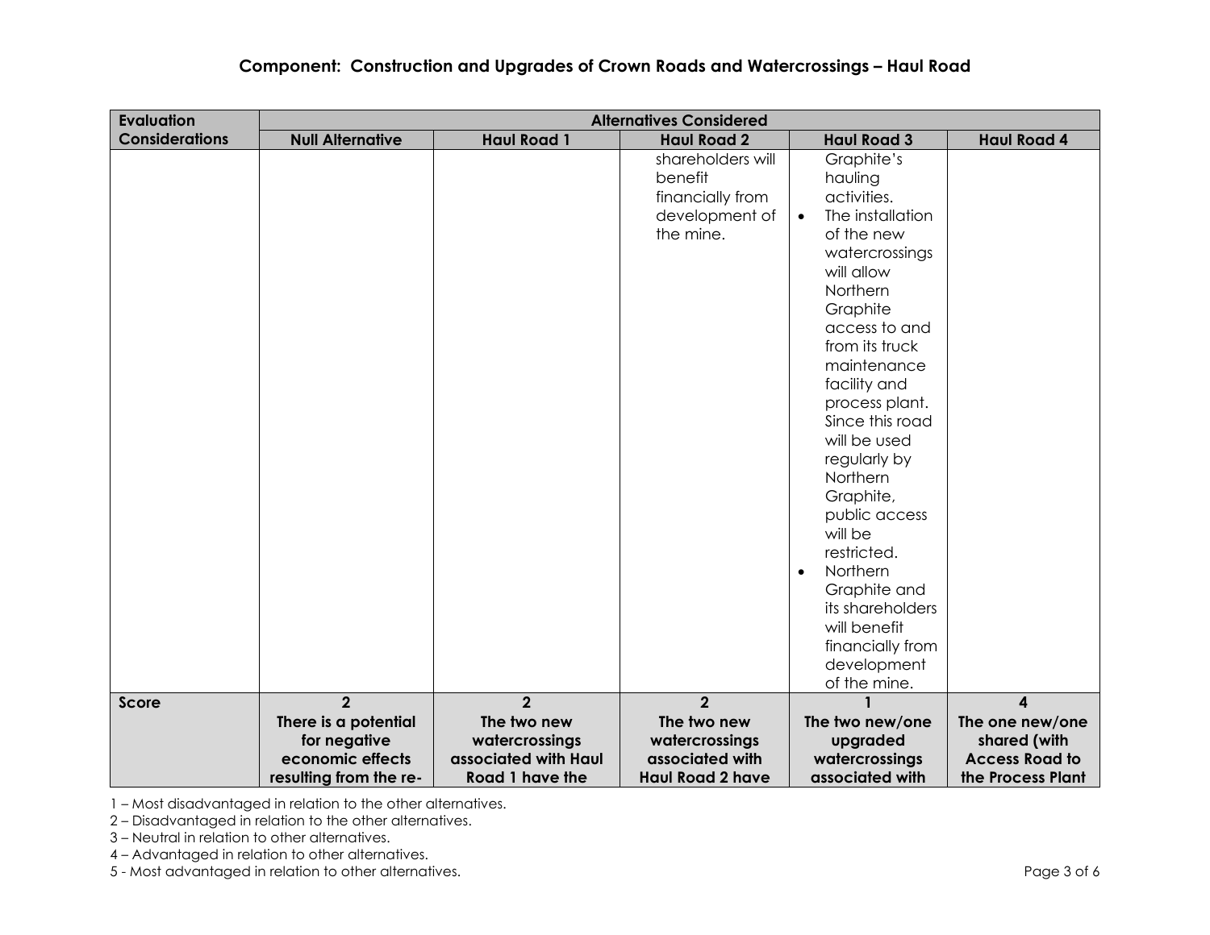## Component: Construction and Upgrades of Crown Roads and Watercrossings – Haul Road

| Evaluation Considerations | Alternatives Considered | | | | |
|---|---|---|---|---|---|
| | **Null Alternative** | **Haul Road 1** | **Haul Road 2** | **Haul Road 3** | **Haul Road 4** |
| | | | shareholders will benefit financially from development of the mine. | Graphite's hauling activities.<br>• The installation of the new watercrossings will allow Northern Graphite access to and from its truck maintenance facility and process plant. Since this road will be used regularly by Northern Graphite, public access will be restricted.<br>• Northern Graphite and its shareholders will benefit financially from development of the mine. | |
| **Score** | **2**<br>**There is a potential for negative economic effects resulting from the re-** | **2**<br>**The two new watercrossings associated with Haul Road 1 have the** | **2**<br>**The two new watercrossings associated with Haul Road 2 have** | **1**<br>**The two new/one upgraded watercrossings associated with** | **4**<br>**The one new/one shared (with Access Road to the Process Plant** |

1 – Most disadvantaged in relation to the other alternatives.
2 – Disadvantaged in relation to the other alternatives.
3 – Neutral in relation to other alternatives.
4 – Advantaged in relation to other alternatives.
5 - Most advantaged in relation to other alternatives.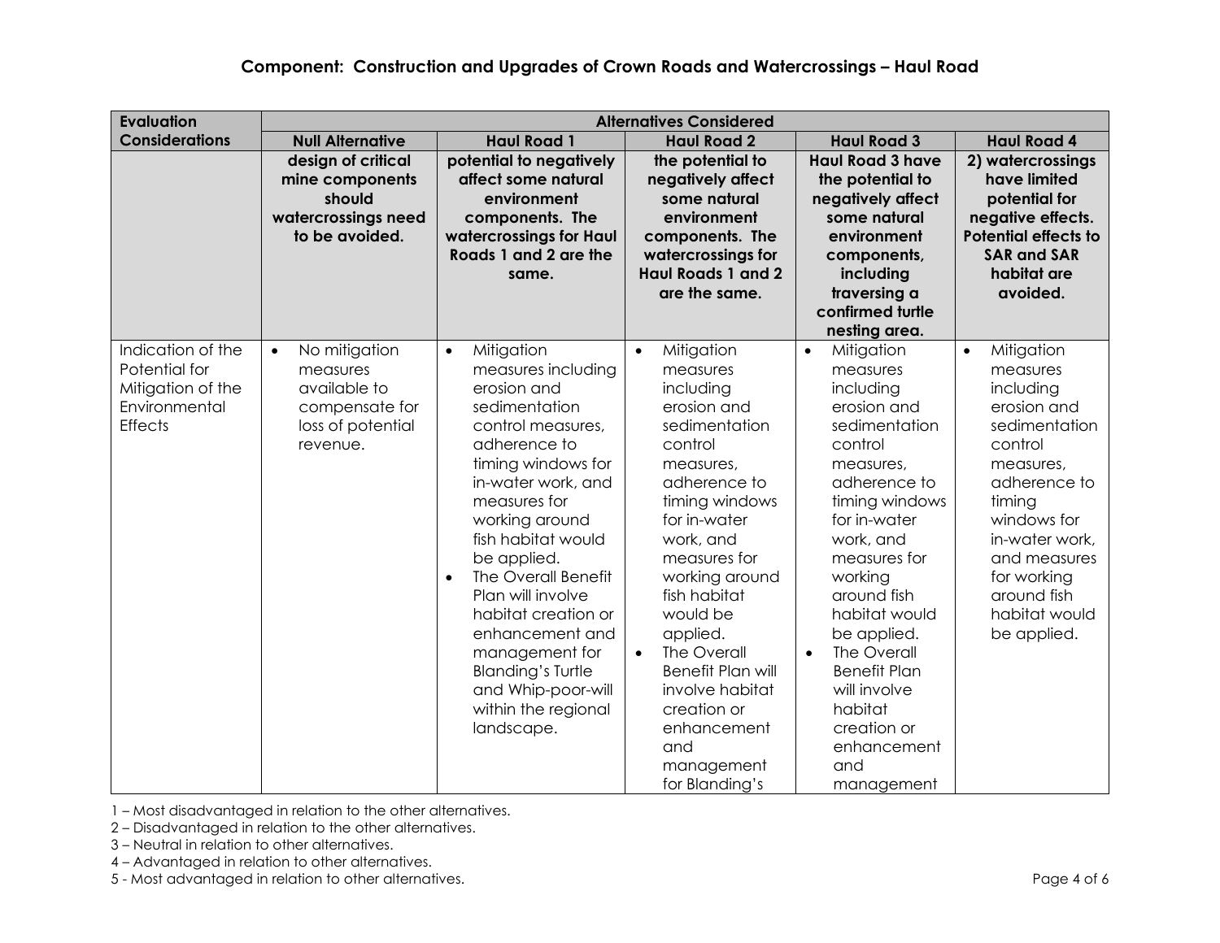## Component: Construction and Upgrades of Crown Roads and Watercrossings – Haul Road

| Evaluation Considerations | Alternatives Considered | | | | |
|---|---|---|---|---|---|
| | **Null Alternative** | **Haul Road 1** | **Haul Road 2** | **Haul Road 3** | **Haul Road 4** |
| | **design of critical mine components should watercrossings need to be avoided.** | **potential to negatively affect some natural environment components. The watercrossings for Haul Roads 1 and 2 are the same.** | **the potential to negatively affect some natural environment components. The watercrossings for Haul Roads 1 and 2 are the same.** | **Haul Road 3 have the potential to negatively affect some natural environment components, including traversing a confirmed turtle nesting area.** | **2) watercrossings have limited potential for negative effects. Potential effects to SAR and SAR habitat are avoided.** |
| Indication of the Potential for Mitigation of the Environmental Effects | • No mitigation measures available to compensate for loss of potential revenue. | • Mitigation measures including erosion and sedimentation control measures, adherence to timing windows for in-water work, and measures for working around fish habitat would be applied.<br>• The Overall Benefit Plan will involve habitat creation or enhancement and management for Blanding's Turtle and Whip-poor-will within the regional landscape. | • Mitigation measures including erosion and sedimentation control measures, adherence to timing windows for in-water work, and measures for working around fish habitat would be applied.<br>• The Overall Benefit Plan will involve habitat creation or enhancement and management for Blanding's | • Mitigation measures including erosion and sedimentation control measures, adherence to timing windows for in-water work, and measures for working around fish habitat would be applied.<br>• The Overall Benefit Plan will involve habitat creation or enhancement and management | • Mitigation measures including erosion and sedimentation control measures, adherence to timing windows for in-water work, and measures for working around fish habitat would be applied. |

1 – Most disadvantaged in relation to the other alternatives.
2 – Disadvantaged in relation to the other alternatives.
3 – Neutral in relation to other alternatives.
4 – Advantaged in relation to other alternatives.
5 - Most advantaged in relation to other alternatives.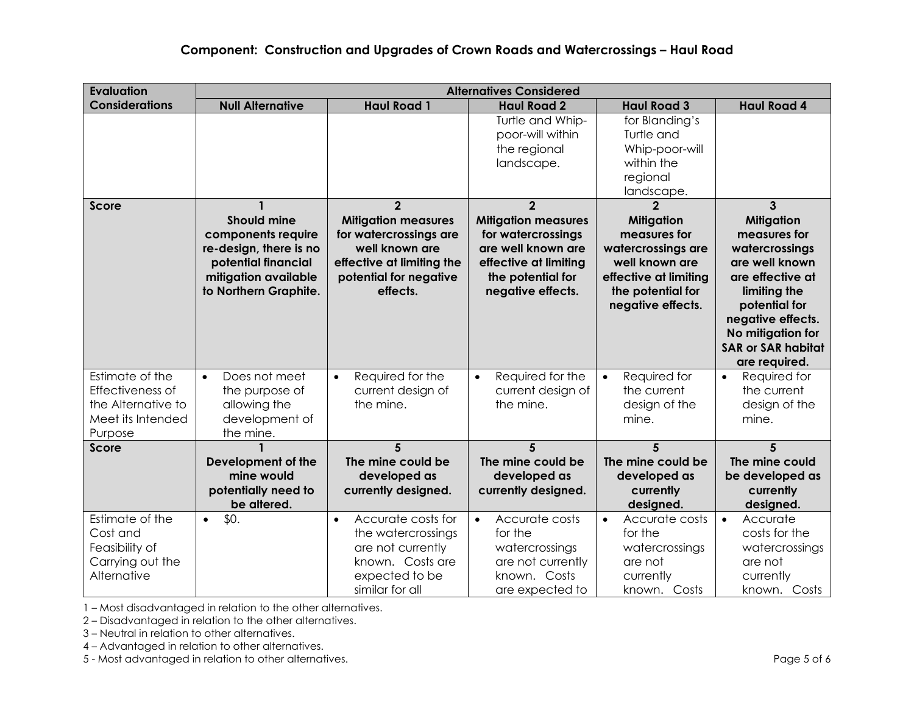## Component: Construction and Upgrades of Crown Roads and Watercrossings – Haul Road

| Evaluation Considerations | Alternatives Considered | | | | |
|---|---|---|---|---|---|
| | Null Alternative | Haul Road 1 | Haul Road 2 | Haul Road 3 | Haul Road 4 |
| | | | Turtle and Whip-poor-will within the regional landscape. | for Blanding's Turtle and Whip-poor-will within the regional landscape. | |
| **Score** | **1** **Should mine components require re-design, there is no potential financial mitigation available to Northern Graphite.** | **2** **Mitigation measures for watercrossings are well known are effective at limiting the potential for negative effects.** | **2** **Mitigation measures for watercrossings are well known are effective at limiting the potential for negative effects.** | **2** **Mitigation measures for watercrossings are well known are effective at limiting the potential for negative effects.** | **3** **Mitigation measures for watercrossings are well known are effective at limiting the potential for negative effects. No mitigation for SAR or SAR habitat are required.** |
| Estimate of the Effectiveness of the Alternative to Meet its Intended Purpose | • Does not meet the purpose of allowing the development of the mine. | • Required for the current design of the mine. | • Required for the current design of the mine. | • Required for the current design of the mine. | • Required for the current design of the mine. |
| **Score** | **1** **Development of the mine would potentially need to be altered.** | **5** **The mine could be developed as currently designed.** | **5** **The mine could be developed as currently designed.** | **5** **The mine could be developed as currently designed.** | **5** **The mine could be developed as currently designed.** |
| Estimate of the Cost and Feasibility of Carrying out the Alternative | • $0. | • Accurate costs for the watercrossings are not currently known. Costs are expected to be similar for all | • Accurate costs for the watercrossings are not currently known. Costs are expected to | • Accurate costs for the watercrossings are not currently known. Costs | • Accurate costs for the watercrossings are not currently known. Costs |

1 – Most disadvantaged in relation to the other alternatives.
2 – Disadvantaged in relation to the other alternatives.
3 – Neutral in relation to other alternatives.
4 – Advantaged in relation to other alternatives.
5 - Most advantaged in relation to other alternatives.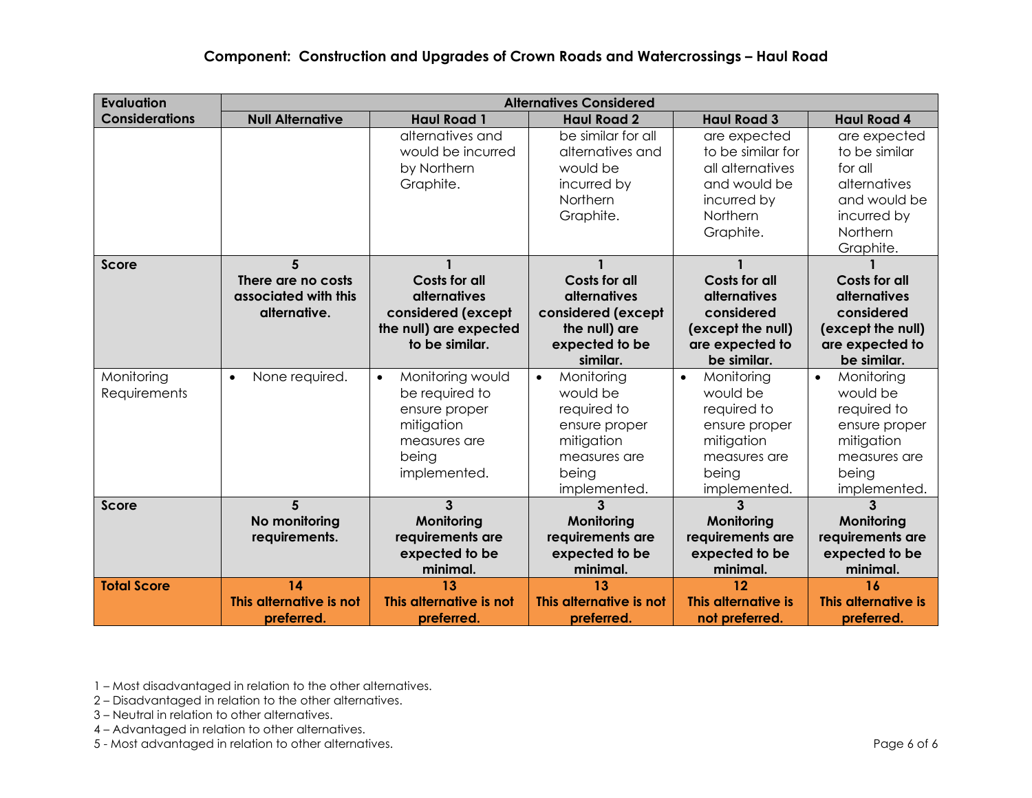## Component: Construction and Upgrades of Crown Roads and Watercrossings – Haul Road

| Evaluation Considerations | Alternatives Considered | | | | |
|---|---|---|---|---|---|
| | Null Alternative | Haul Road 1 | Haul Road 2 | Haul Road 3 | Haul Road 4 |
| | | alternatives and would be incurred by Northern Graphite. | be similar for all alternatives and would be incurred by Northern Graphite. | are expected to be similar for all alternatives and would be incurred by Northern Graphite. | are expected to be similar for all alternatives and would be incurred by Northern Graphite. |
| **Score** | **5** **There are no costs associated with this alternative.** | **1** **Costs for all alternatives considered (except the null) are expected to be similar.** | **1** **Costs for all alternatives considered (except the null) are expected to be similar.** | **1** **Costs for all alternatives considered (except the null) are expected to be similar.** | **1** **Costs for all alternatives considered (except the null) are expected to be similar.** |
| Monitoring Requirements | • None required. | • Monitoring would be required to ensure proper mitigation measures are being implemented. | • Monitoring would be required to ensure proper mitigation measures are being implemented. | • Monitoring would be required to ensure proper mitigation measures are being implemented. | • Monitoring would be required to ensure proper mitigation measures are being implemented. |
| **Score** | **5** **No monitoring requirements.** | **3** **Monitoring requirements are expected to be minimal.** | **3** **Monitoring requirements are expected to be minimal.** | **3** **Monitoring requirements are expected to be minimal.** | **3** **Monitoring requirements are expected to be minimal.** |
| **Total Score** | **14** **This alternative is not preferred.** | **13** **This alternative is not preferred.** | **13** **This alternative is not preferred.** | **12** **This alternative is not preferred.** | **16** **This alternative is preferred.** |

1 – Most disadvantaged in relation to the other alternatives.
2 – Disadvantaged in relation to the other alternatives.
3 – Neutral in relation to other alternatives.
4 – Advantaged in relation to other alternatives.
5 - Most advantaged in relation to other alternatives.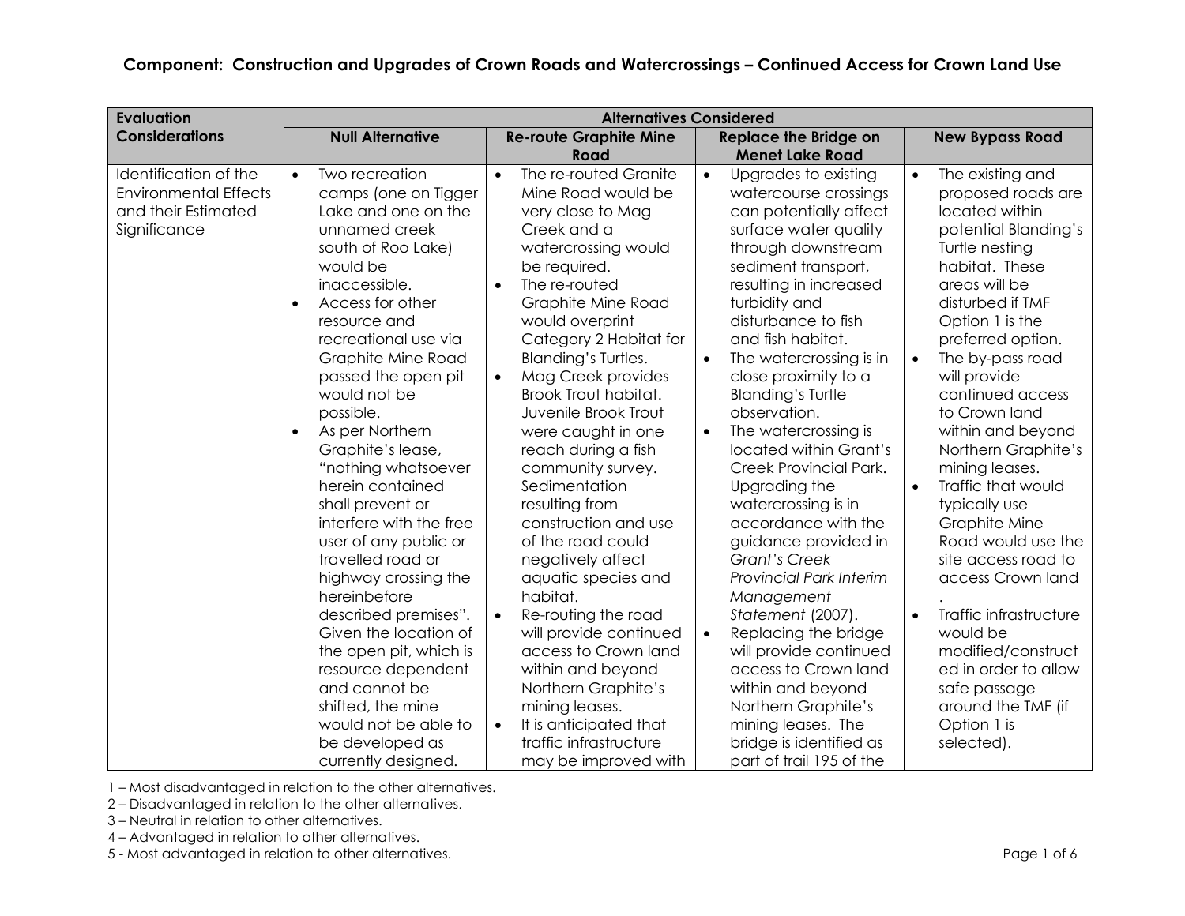**Component: Construction and Upgrades of Crown Roads and Watercrossings – Continued Access for Crown Land Use**

| Evaluation Considerations | Alternatives Considered | | | |
|---|---|---|---|---|
| | **Null Alternative** | **Re-route Graphite Mine Road** | **Replace the Bridge on Menet Lake Road** | **New Bypass Road** |
| Identification of the Environmental Effects and their Estimated Significance | • Two recreation camps (one on Tigger Lake and one on the unnamed creek south of Roo Lake) would be inaccessible.<br>• Access for other resource and recreational use via Graphite Mine Road passed the open pit would not be possible.<br>• As per Northern Graphite's lease, "nothing whatsoever herein contained shall prevent or interfere with the free user of any public or travelled road or highway crossing the hereinbefore described premises". Given the location of the open pit, which is resource dependent and cannot be shifted, the mine would not be able to be developed as currently designed. | • The re-routed Granite Mine Road would be very close to Mag Creek and a watercrossing would be required.<br>• The re-routed Graphite Mine Road would overprint Category 2 Habitat for Blanding's Turtles.<br>• Mag Creek provides Brook Trout habitat. Juvenile Brook Trout were caught in one reach during a fish community survey. Sedimentation resulting from construction and use of the road could negatively affect aquatic species and habitat.<br>• Re-routing the road will provide continued access to Crown land within and beyond Northern Graphite's mining leases.<br>• It is anticipated that traffic infrastructure may be improved with | • Upgrades to existing watercourse crossings can potentially affect surface water quality through downstream sediment transport, resulting in increased turbidity and disturbance to fish and fish habitat.<br>• The watercrossing is in close proximity to a Blanding's Turtle observation.<br>• The watercrossing is located within Grant's Creek Provincial Park. Upgrading the watercrossing is in accordance with the guidance provided in *Grant's Creek Provincial Park Interim Management Statement* (2007).<br>• Replacing the bridge will provide continued access to Crown land within and beyond Northern Graphite's mining leases. The bridge is identified as part of trail 195 of the | • The existing and proposed roads are located within potential Blanding's Turtle nesting habitat. These areas will be disturbed if TMF Option 1 is the preferred option.<br>• The by-pass road will provide continued access to Crown land within and beyond Northern Graphite's mining leases.<br>• Traffic that would typically use Graphite Mine Road would use the site access road to access Crown land .<br>• Traffic infrastructure would be modified/constructed in order to allow safe passage around the TMF (if Option 1 is selected). |

1 – Most disadvantaged in relation to the other alternatives.
2 – Disadvantaged in relation to the other alternatives.
3 – Neutral in relation to other alternatives.
4 – Advantaged in relation to other alternatives.
5 - Most advantaged in relation to other alternatives.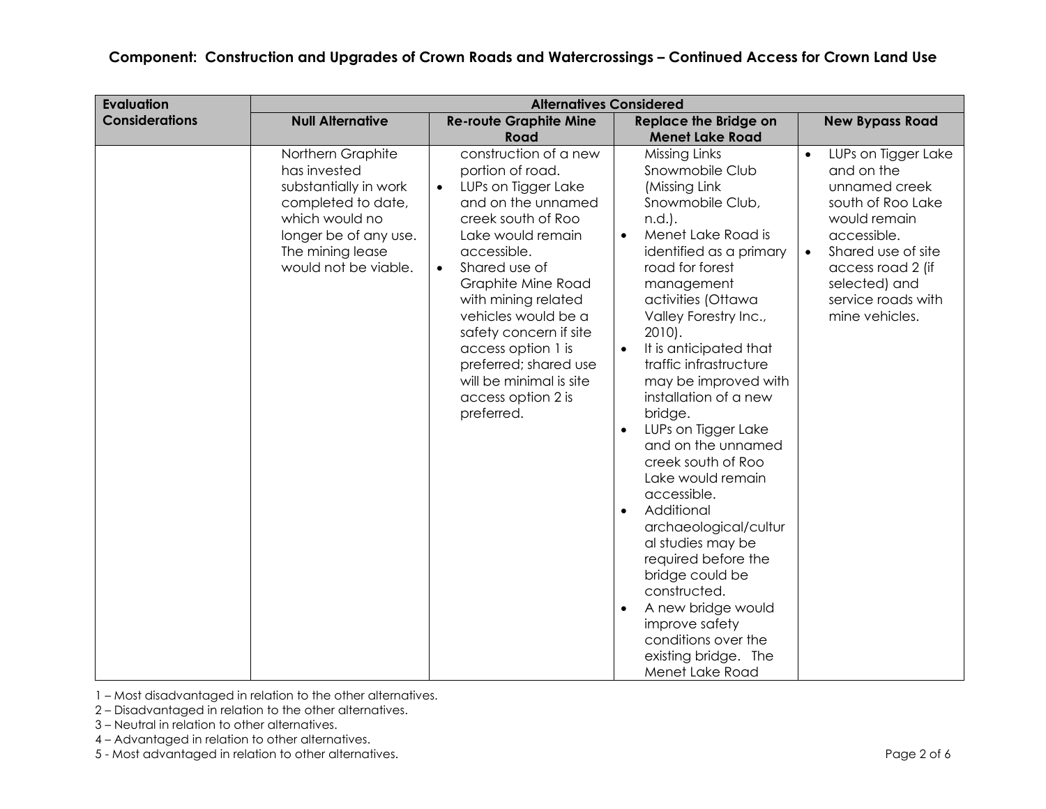**Component: Construction and Upgrades of Crown Roads and Watercrossings – Continued Access for Crown Land Use**

| Evaluation Considerations | Alternatives Considered | | | |
|---|---|---|---|---|
| | **Null Alternative** | **Re-route Graphite Mine Road** | **Replace the Bridge on Menet Lake Road** | **New Bypass Road** |
| | Northern Graphite has invested substantially in work completed to date, which would no longer be of any use. The mining lease would not be viable. | construction of a new portion of road.<br>• LUPs on Tigger Lake and on the unnamed creek south of Roo Lake would remain accessible.<br>• Shared use of Graphite Mine Road with mining related vehicles would be a safety concern if site access option 1 is preferred; shared use will be minimal is site access option 2 is preferred. | Missing Links Snowmobile Club (Missing Link Snowmobile Club, n.d.).<br>• Menet Lake Road is identified as a primary road for forest management activities (Ottawa Valley Forestry Inc., 2010).<br>• It is anticipated that traffic infrastructure may be improved with installation of a new bridge.<br>• LUPs on Tigger Lake and on the unnamed creek south of Roo Lake would remain accessible.<br>• Additional archaeological/cultural studies may be required before the bridge could be constructed.<br>• A new bridge would improve safety conditions over the existing bridge. The Menet Lake Road | • LUPs on Tigger Lake and on the unnamed creek south of Roo Lake would remain accessible.<br>• Shared use of site access road 2 (if selected) and service roads with mine vehicles. |

1 – Most disadvantaged in relation to the other alternatives.
2 – Disadvantaged in relation to the other alternatives.
3 – Neutral in relation to other alternatives.
4 – Advantaged in relation to other alternatives.
5 - Most advantaged in relation to other alternatives.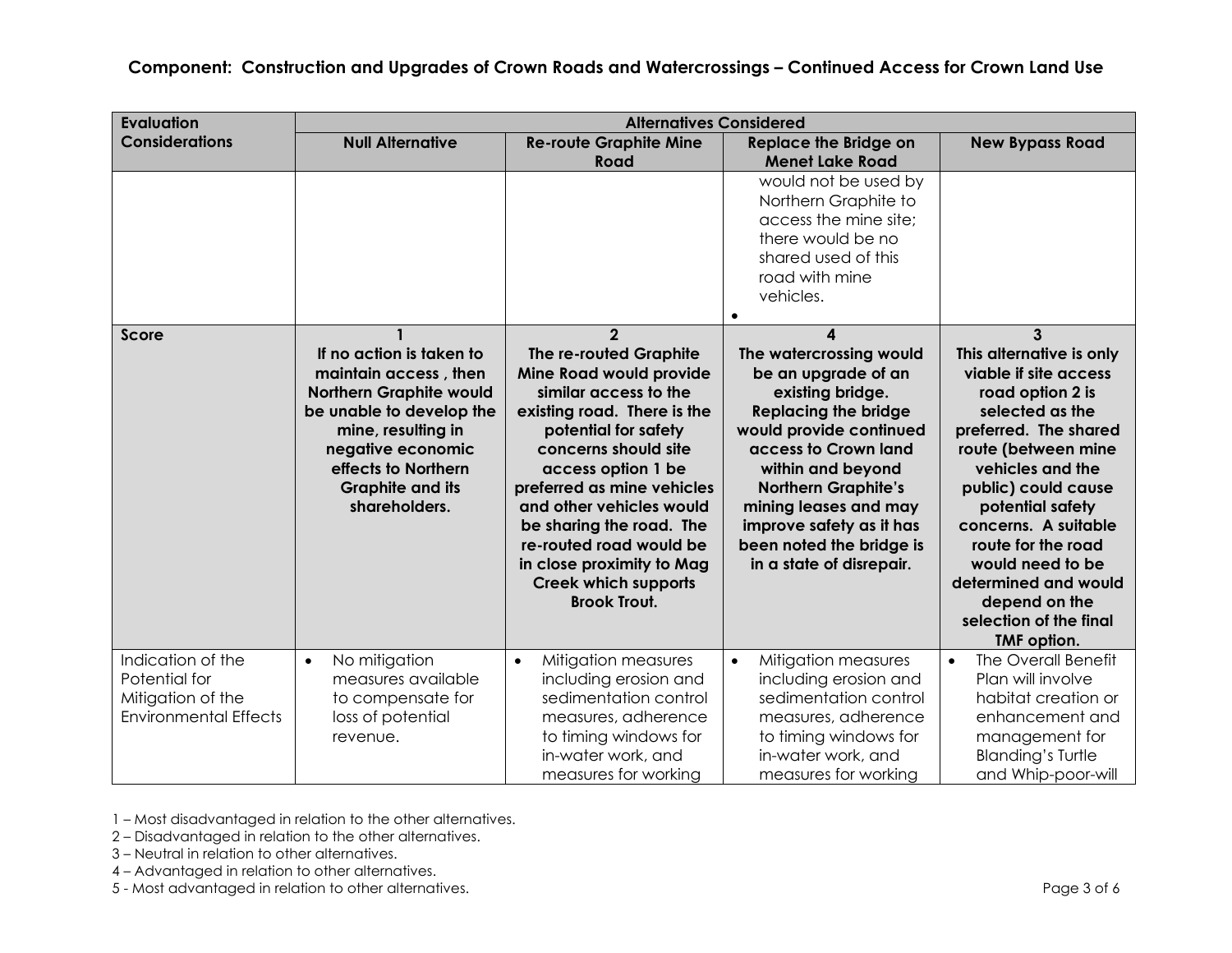## Component: Construction and Upgrades of Crown Roads and Watercrossings – Continued Access for Crown Land Use

| Evaluation Considerations | Alternatives Considered | | | |
|---|---|---|---|---|
| | **Null Alternative** | **Re-route Graphite Mine Road** | **Replace the Bridge on Menet Lake Road** | **New Bypass Road** |
| | | | would not be used by Northern Graphite to access the mine site; there would be no shared used of this road with mine vehicles. • | |
| **Score** | **1** **If no action is taken to maintain access , then Northern Graphite would be unable to develop the mine, resulting in negative economic effects to Northern Graphite and its shareholders.** | **2** **The re-routed Graphite Mine Road would provide similar access to the existing road. There is the potential for safety concerns should site access option 1 be preferred as mine vehicles and other vehicles would be sharing the road. The re-routed road would be in close proximity to Mag Creek which supports Brook Trout.** | **4** **The watercrossing would be an upgrade of an existing bridge. Replacing the bridge would provide continued access to Crown land within and beyond Northern Graphite's mining leases and may improve safety as it has been noted the bridge is in a state of disrepair.** | **3** **This alternative is only viable if site access road option 2 is selected as the preferred. The shared route (between mine vehicles and the public) could cause potential safety concerns. A suitable route for the road would need to be determined and would depend on the selection of the final TMF option.** |
| Indication of the Potential for Mitigation of the Environmental Effects | • No mitigation measures available to compensate for loss of potential revenue. | • Mitigation measures including erosion and sedimentation control measures, adherence to timing windows for in-water work, and measures for working | • Mitigation measures including erosion and sedimentation control measures, adherence to timing windows for in-water work, and measures for working | • The Overall Benefit Plan will involve habitat creation or enhancement and management for Blanding's Turtle and Whip-poor-will |

1 – Most disadvantaged in relation to the other alternatives.
2 – Disadvantaged in relation to the other alternatives.
3 – Neutral in relation to other alternatives.
4 – Advantaged in relation to other alternatives.
5 - Most advantaged in relation to other alternatives.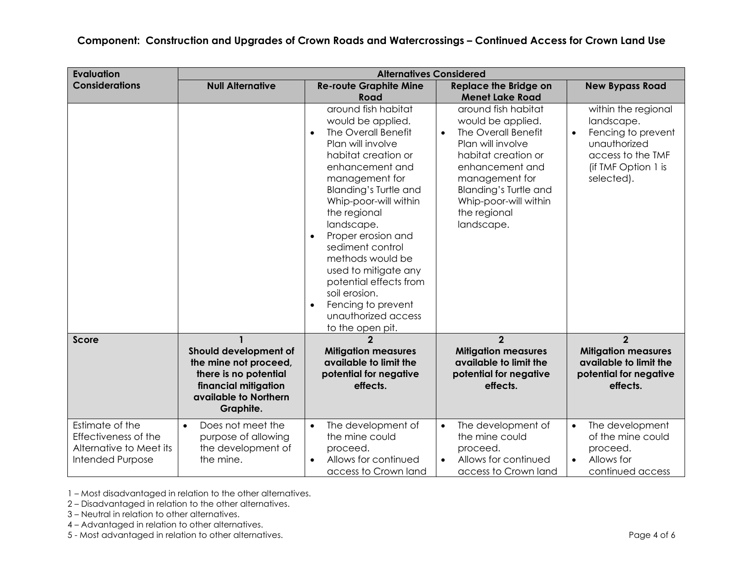**Component: Construction and Upgrades of Crown Roads and Watercrossings – Continued Access for Crown Land Use**

| Evaluation Considerations | Alternatives Considered | | | |
|---|---|---|---|---|
| | **Null Alternative** | **Re-route Graphite Mine Road** | **Replace the Bridge on Menet Lake Road** | **New Bypass Road** |
| | | around fish habitat would be applied.<br>• The Overall Benefit Plan will involve habitat creation or enhancement and management for Blanding's Turtle and Whip-poor-will within the regional landscape.<br>• Proper erosion and sediment control methods would be used to mitigate any potential effects from soil erosion.<br>• Fencing to prevent unauthorized access to the open pit. | around fish habitat would be applied.<br>• The Overall Benefit Plan will involve habitat creation or enhancement and management for Blanding's Turtle and Whip-poor-will within the regional landscape. | within the regional landscape.<br>• Fencing to prevent unauthorized access to the TMF (if TMF Option 1 is selected). |
| **Score** | **1**<br>**Should development of the mine not proceed, there is no potential financial mitigation available to Northern Graphite.** | **2**<br>**Mitigation measures available to limit the potential for negative effects.** | **2**<br>**Mitigation measures available to limit the potential for negative effects.** | **2**<br>**Mitigation measures available to limit the potential for negative effects.** |
| Estimate of the Effectiveness of the Alternative to Meet its Intended Purpose | • Does not meet the purpose of allowing the development of the mine. | • The development of the mine could proceed.<br>• Allows for continued access to Crown land | • The development of the mine could proceed.<br>• Allows for continued access to Crown land | • The development of the mine could proceed.<br>• Allows for continued access |

1 – Most disadvantaged in relation to the other alternatives.
2 – Disadvantaged in relation to the other alternatives.
3 – Neutral in relation to other alternatives.
4 – Advantaged in relation to other alternatives.
5 - Most advantaged in relation to other alternatives.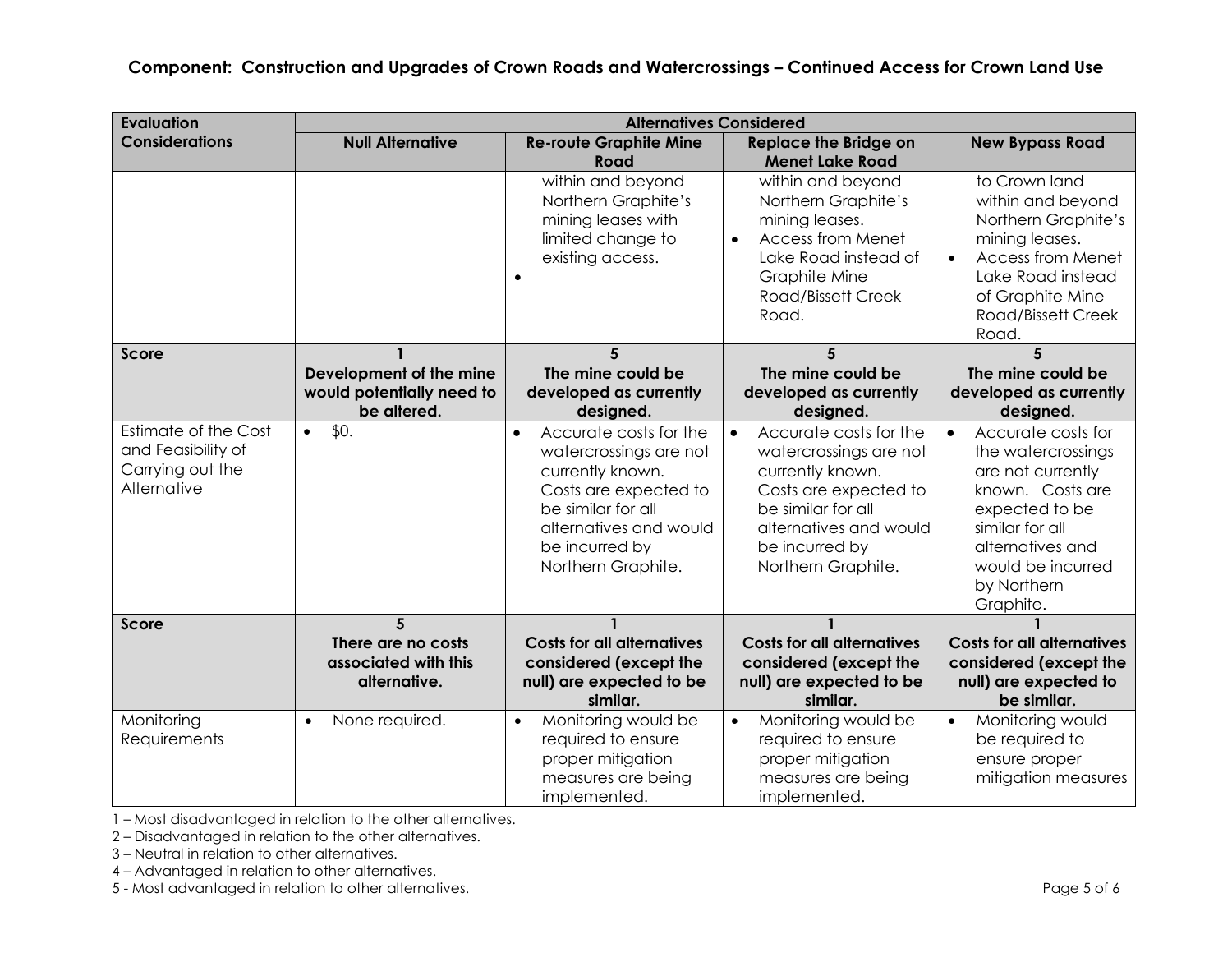**Component: Construction and Upgrades of Crown Roads and Watercrossings – Continued Access for Crown Land Use**

| Evaluation Considerations | Alternatives Considered | | | |
|---|---|---|---|---|
| | **Null Alternative** | **Re-route Graphite Mine Road** | **Replace the Bridge on Menet Lake Road** | **New Bypass Road** |
| | | within and beyond Northern Graphite's mining leases with limited change to existing access. • | within and beyond Northern Graphite's mining leases. • Access from Menet Lake Road instead of Graphite Mine Road/Bissett Creek Road. | to Crown land within and beyond Northern Graphite's mining leases. • Access from Menet Lake Road instead of Graphite Mine Road/Bissett Creek Road. |
| **Score** | **1** **Development of the mine would potentially need to be altered.** | **5** **The mine could be developed as currently designed.** | **5** **The mine could be developed as currently designed.** | **5** **The mine could be developed as currently designed.** |
| Estimate of the Cost and Feasibility of Carrying out the Alternative | • $0. | • Accurate costs for the watercrossings are not currently known. Costs are expected to be similar for all alternatives and would be incurred by Northern Graphite. | • Accurate costs for the watercrossings are not currently known. Costs are expected to be similar for all alternatives and would be incurred by Northern Graphite. | • Accurate costs for the watercrossings are not currently known. Costs are expected to be similar for all alternatives and would be incurred by Northern Graphite. |
| **Score** | **5** **There are no costs associated with this alternative.** | **1** **Costs for all alternatives considered (except the null) are expected to be similar.** | **1** **Costs for all alternatives considered (except the null) are expected to be similar.** | **1** **Costs for all alternatives considered (except the null) are expected to be similar.** |
| Monitoring Requirements | • None required. | • Monitoring would be required to ensure proper mitigation measures are being implemented. | • Monitoring would be required to ensure proper mitigation measures are being implemented. | • Monitoring would be required to ensure proper mitigation measures |

1 – Most disadvantaged in relation to the other alternatives.
2 – Disadvantaged in relation to the other alternatives.
3 – Neutral in relation to other alternatives.
4 – Advantaged in relation to other alternatives.
5 - Most advantaged in relation to other alternatives.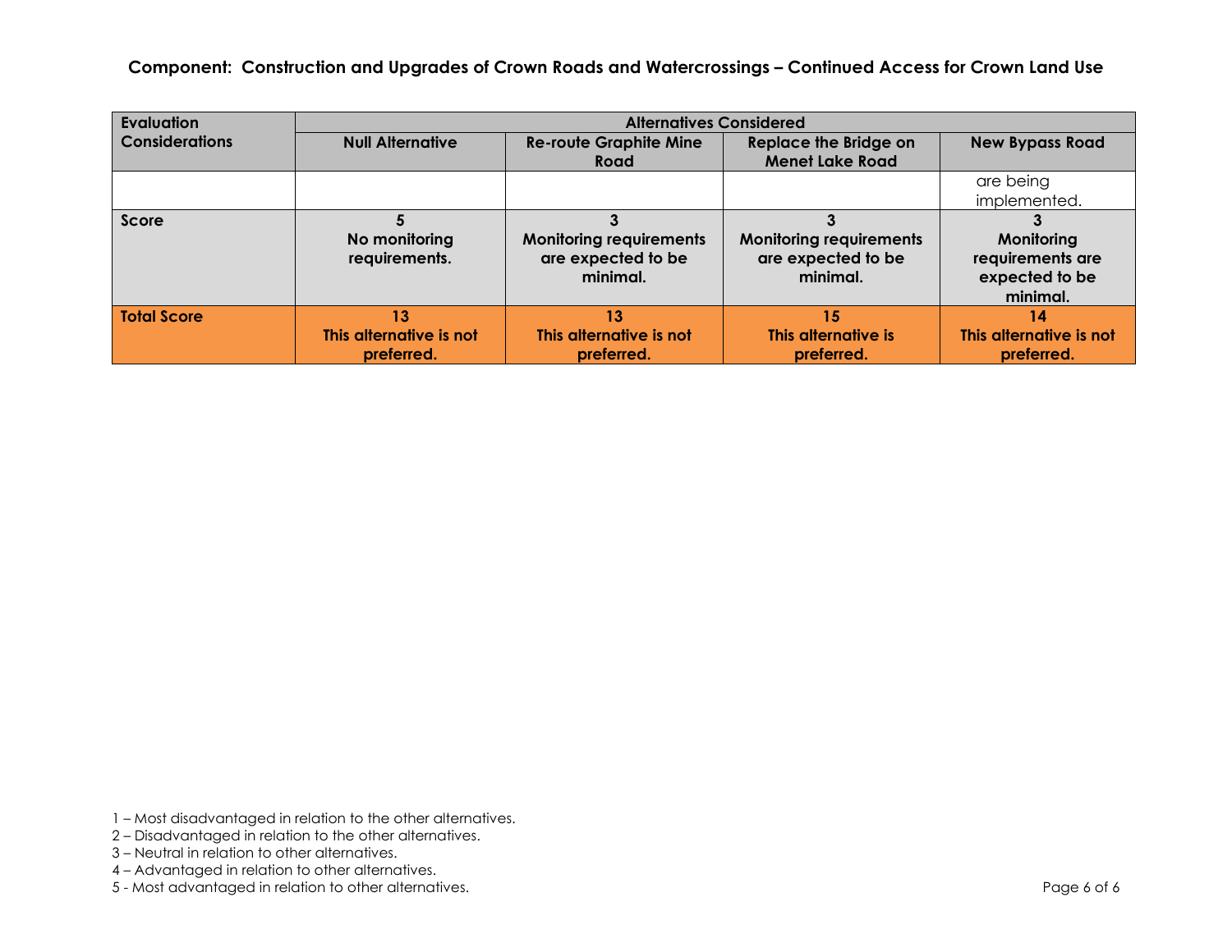**Component: Construction and Upgrades of Crown Roads and Watercrossings – Continued Access for Crown Land Use**

| Evaluation Considerations | Alternatives Considered | | | |
|---|---|---|---|---|
| | **Null Alternative** | **Re-route Graphite Mine Road** | **Replace the Bridge on Menet Lake Road** | **New Bypass Road** |
| | | | | are being implemented. |
| **Score** | **5** **No monitoring requirements.** | **3** **Monitoring requirements are expected to be minimal.** | **3** **Monitoring requirements are expected to be minimal.** | **3** **Monitoring requirements are expected to be minimal.** |
| **Total Score** | **13** **This alternative is not preferred.** | **13** **This alternative is not preferred.** | **15** **This alternative is preferred.** | **14** **This alternative is not preferred.** |

1 – Most disadvantaged in relation to the other alternatives.
2 – Disadvantaged in relation to the other alternatives.
3 – Neutral in relation to other alternatives.
4 – Advantaged in relation to other alternatives.
5 - Most advantaged in relation to other alternatives.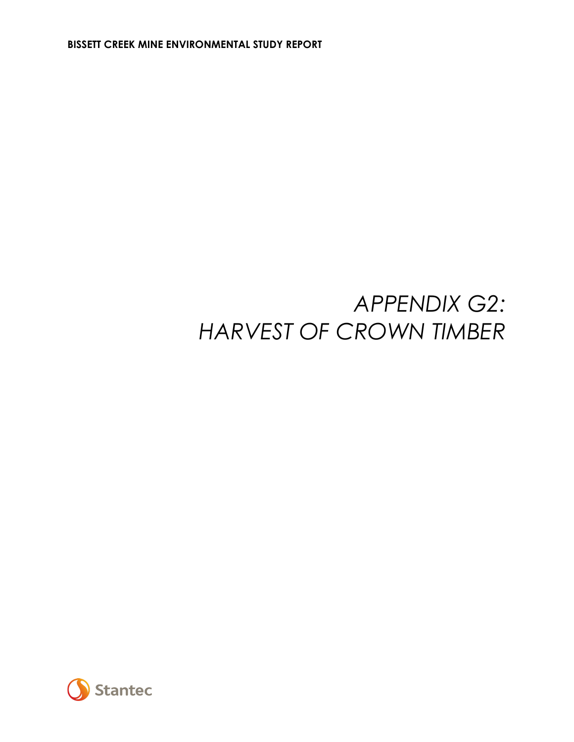# APPENDIX G2: HARVEST OF CROWN TIMBER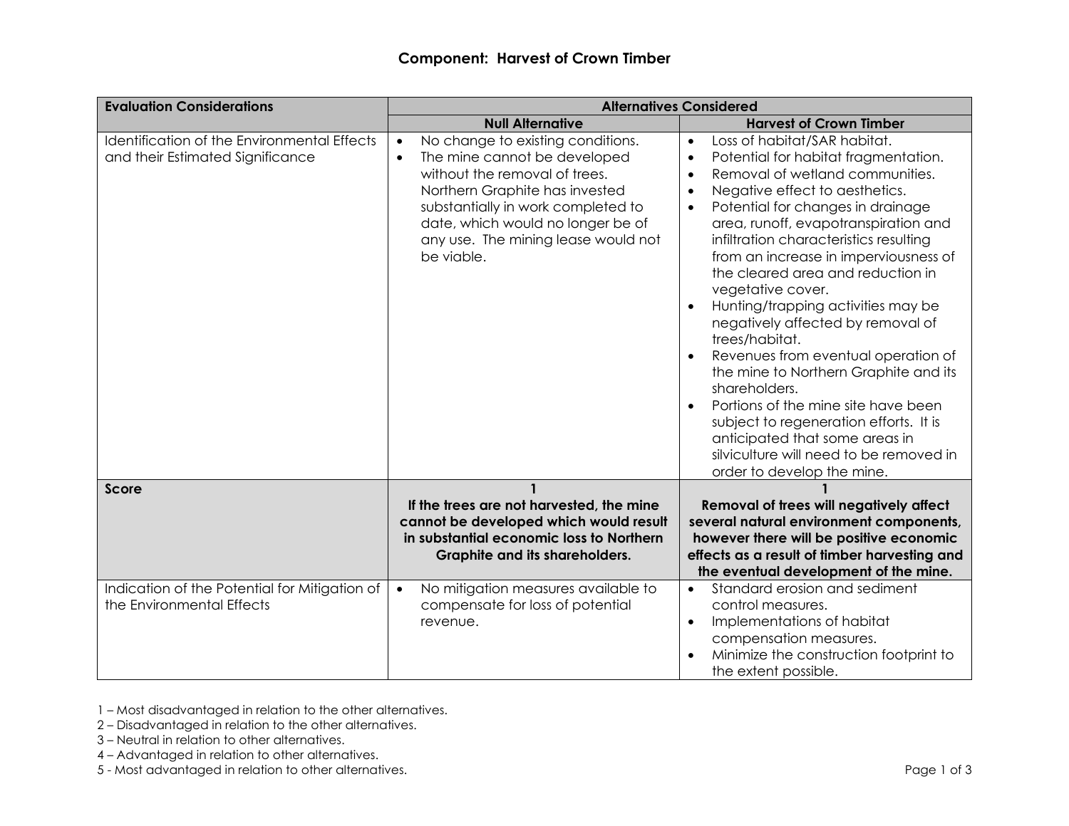## Component: Harvest of Crown Timber

| Evaluation Considerations | Alternatives Considered | |
|---|---|---|
| | **Null Alternative** | **Harvest of Crown Timber** |
| Identification of the Environmental Effects and their Estimated Significance | • No change to existing conditions.<br>• The mine cannot be developed without the removal of trees. Northern Graphite has invested substantially in work completed to date, which would no longer be of any use. The mining lease would not be viable. | • Loss of habitat/SAR habitat.<br>• Potential for habitat fragmentation.<br>• Removal of wetland communities.<br>• Negative effect to aesthetics.<br>• Potential for changes in drainage area, runoff, evapotranspiration and infiltration characteristics resulting from an increase in imperviousness of the cleared area and reduction in vegetative cover.<br>• Hunting/trapping activities may be negatively affected by removal of trees/habitat.<br>• Revenues from eventual operation of the mine to Northern Graphite and its shareholders.<br>• Portions of the mine site have been subject to regeneration efforts. It is anticipated that some areas in silviculture will need to be removed in order to develop the mine. |
| **Score** | **1**<br>**If the trees are not harvested, the mine cannot be developed which would result in substantial economic loss to Northern Graphite and its shareholders.** | **1**<br>**Removal of trees will negatively affect several natural environment components, however there will be positive economic effects as a result of timber harvesting and the eventual development of the mine.** |
| Indication of the Potential for Mitigation of the Environmental Effects | • No mitigation measures available to compensate for loss of potential revenue. | • Standard erosion and sediment control measures.<br>• Implementations of habitat compensation measures.<br>• Minimize the construction footprint to the extent possible. |

1 – Most disadvantaged in relation to the other alternatives.
2 – Disadvantaged in relation to the other alternatives.
3 – Neutral in relation to other alternatives.
4 – Advantaged in relation to other alternatives.
5 - Most advantaged in relation to other alternatives.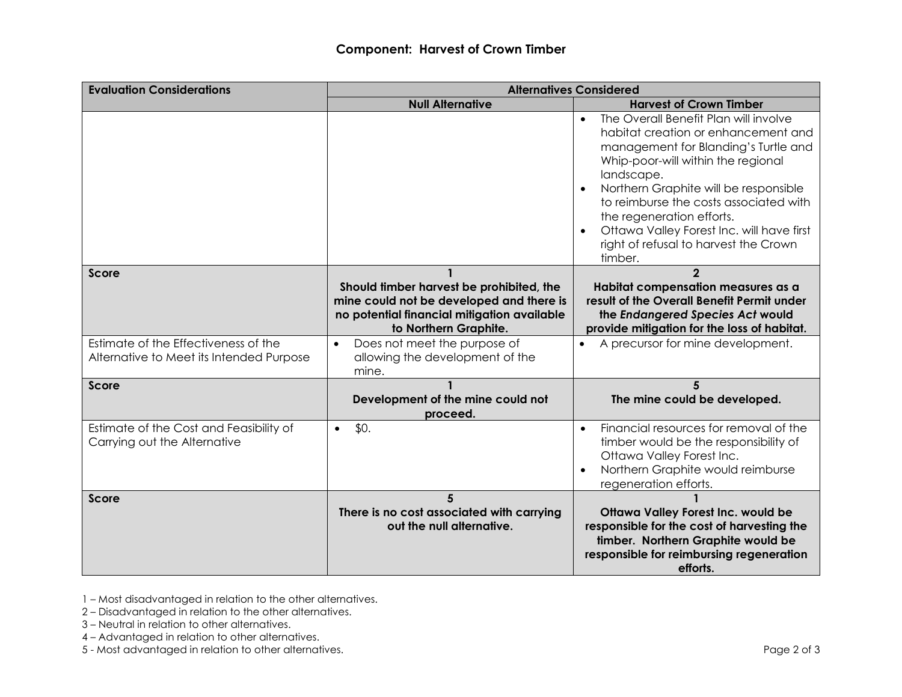## Component: Harvest of Crown Timber

| Evaluation Considerations | Alternatives Considered | |
|---|---|---|
| | **Null Alternative** | **Harvest of Crown Timber** |
| | | • The Overall Benefit Plan will involve habitat creation or enhancement and management for Blanding's Turtle and Whip-poor-will within the regional landscape.<br>• Northern Graphite will be responsible to reimburse the costs associated with the regeneration efforts.<br>• Ottawa Valley Forest Inc. will have first right of refusal to harvest the Crown timber. |
| **Score** | **1**<br>**Should timber harvest be prohibited, the mine could not be developed and there is no potential financial mitigation available to Northern Graphite.** | **2**<br>**Habitat compensation measures as a result of the Overall Benefit Permit under the *Endangered Species Act* would provide mitigation for the loss of habitat.** |
| Estimate of the Effectiveness of the Alternative to Meet its Intended Purpose | • Does not meet the purpose of allowing the development of the mine. | • A precursor for mine development. |
| **Score** | **1**<br>**Development of the mine could not proceed.** | **5**<br>**The mine could be developed.** |
| Estimate of the Cost and Feasibility of Carrying out the Alternative | • $0. | • Financial resources for removal of the timber would be the responsibility of Ottawa Valley Forest Inc.<br>• Northern Graphite would reimburse regeneration efforts. |
| **Score** | **5**<br>**There is no cost associated with carrying out the null alternative.** | **1**<br>**Ottawa Valley Forest Inc. would be responsible for the cost of harvesting the timber. Northern Graphite would be responsible for reimbursing regeneration efforts.** |

1 – Most disadvantaged in relation to the other alternatives.
2 – Disadvantaged in relation to the other alternatives.
3 – Neutral in relation to other alternatives.
4 – Advantaged in relation to other alternatives.
5 - Most advantaged in relation to other alternatives.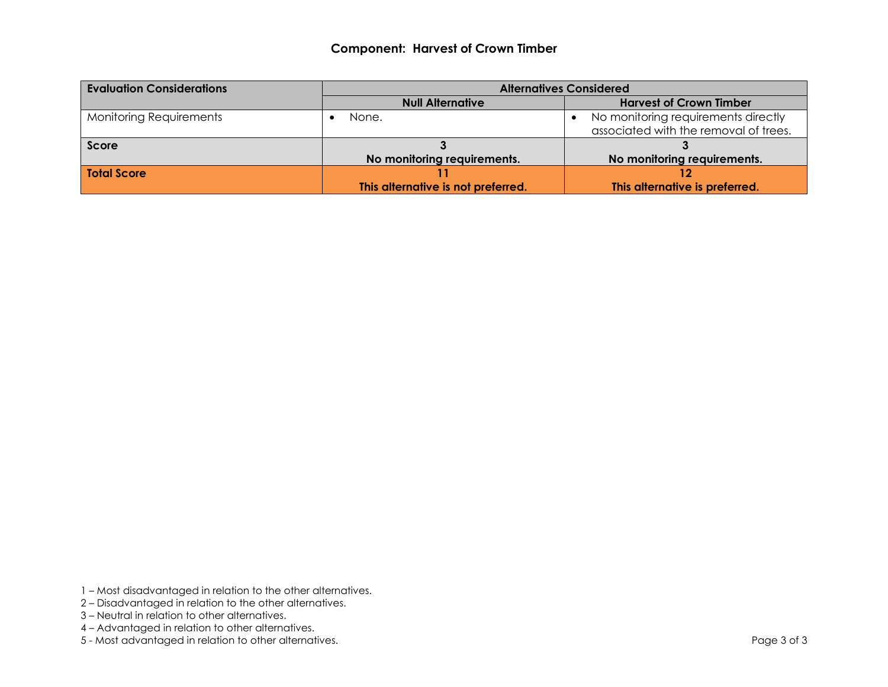### Component: Harvest of Crown Timber

| Evaluation Considerations | Alternatives Considered | |
|---|---|---|
| | **Null Alternative** | **Harvest of Crown Timber** |
| Monitoring Requirements | • None. | • No monitoring requirements directly associated with the removal of trees. |
| **Score** | **3**<br>**No monitoring requirements.** | **3**<br>**No monitoring requirements.** |
| **Total Score** | **11**<br>**This alternative is not preferred.** | **12**<br>**This alternative is preferred.** |

1 – Most disadvantaged in relation to the other alternatives.
2 – Disadvantaged in relation to the other alternatives.
3 – Neutral in relation to other alternatives.
4 – Advantaged in relation to other alternatives.
5 - Most advantaged in relation to other alternatives.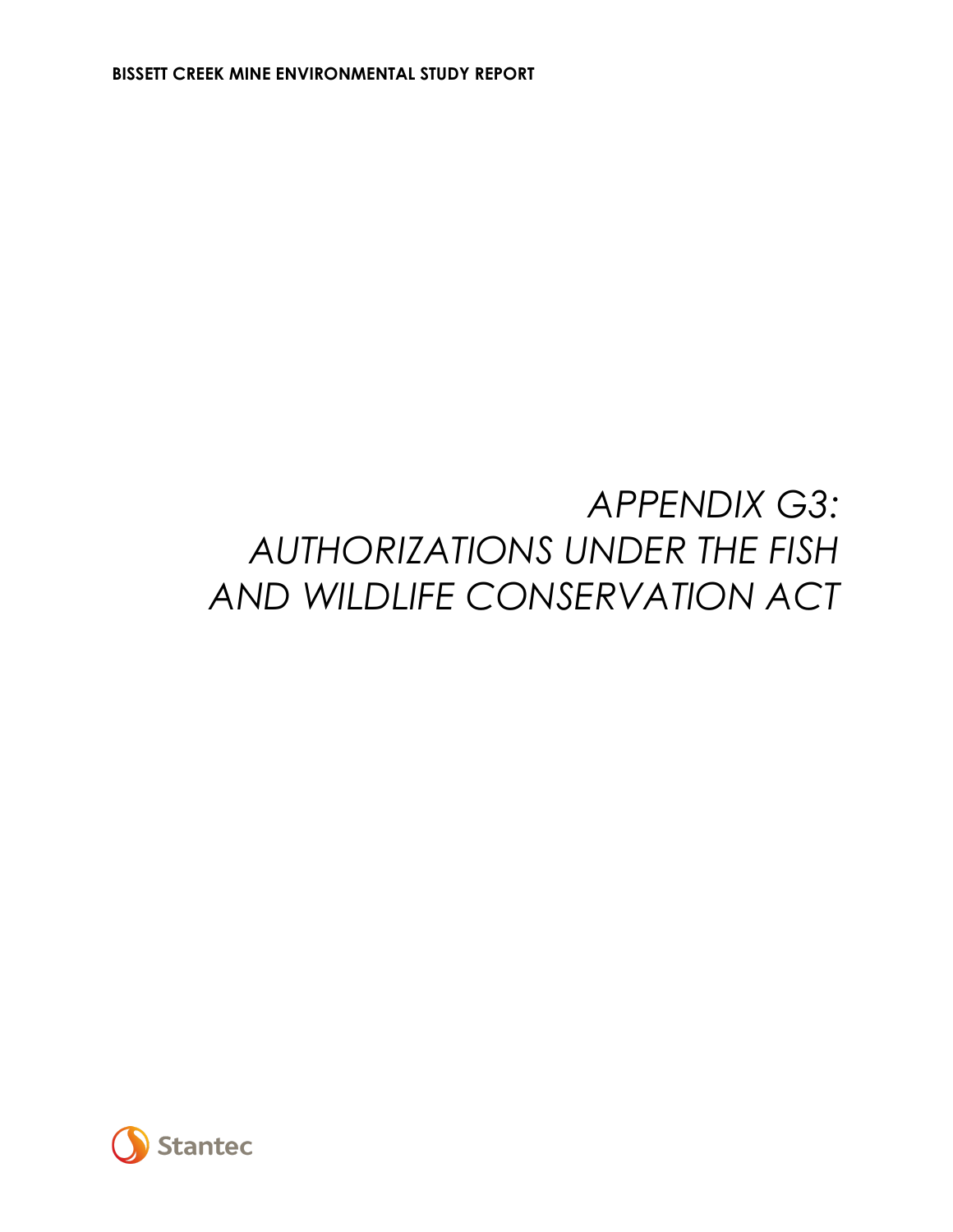# APPENDIX G3: AUTHORIZATIONS UNDER THE FISH AND WILDLIFE CONSERVATION ACT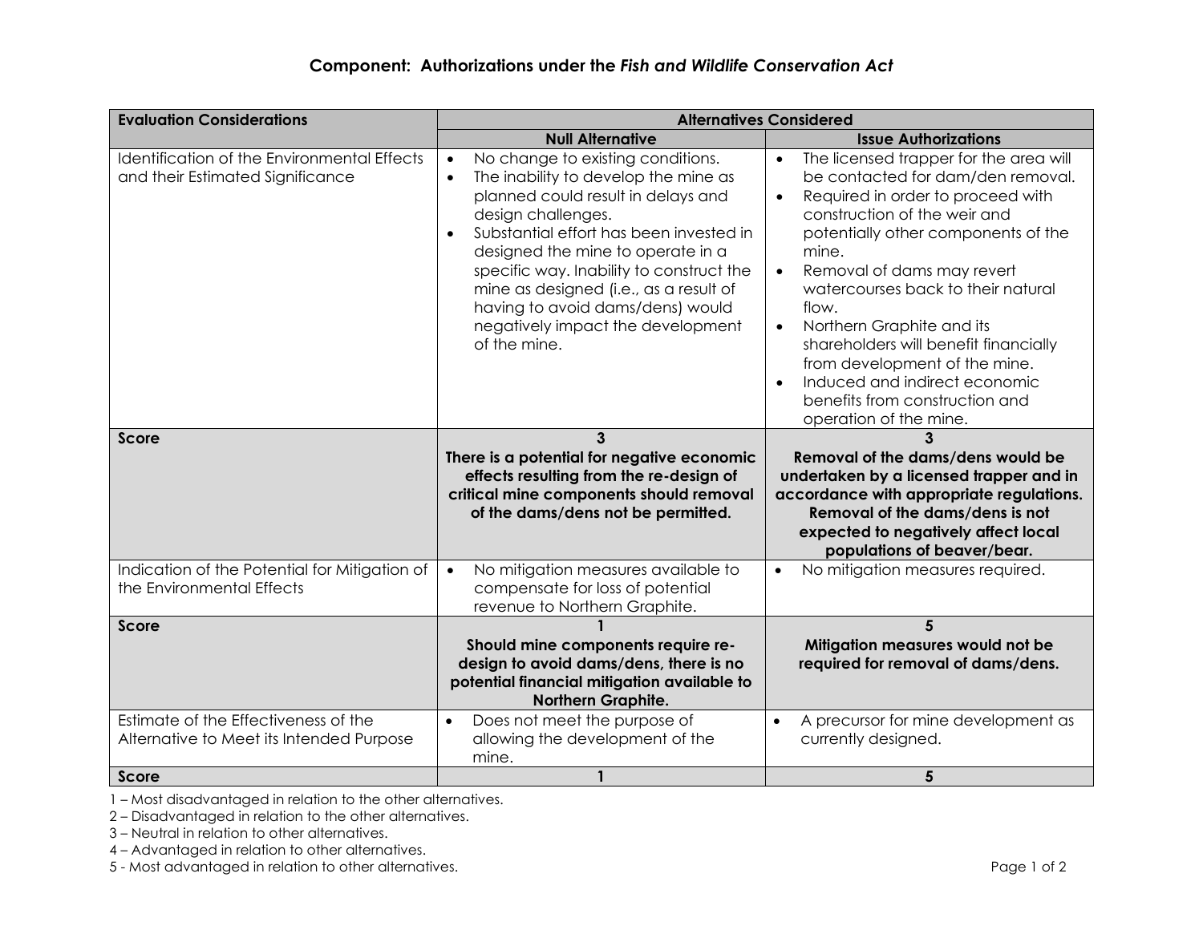## Component: Authorizations under the *Fish and Wildlife Conservation Act*

| Evaluation Considerations | Alternatives Considered | |
|---|---|---|
| | **Null Alternative** | **Issue Authorizations** |
| Identification of the Environmental Effects and their Estimated Significance | • No change to existing conditions.<br>• The inability to develop the mine as planned could result in delays and design challenges.<br>• Substantial effort has been invested in designed the mine to operate in a specific way. Inability to construct the mine as designed (i.e., as a result of having to avoid dams/dens) would negatively impact the development of the mine. | • The licensed trapper for the area will be contacted for dam/den removal.<br>• Required in order to proceed with construction of the weir and potentially other components of the mine.<br>• Removal of dams may revert watercourses back to their natural flow.<br>• Northern Graphite and its shareholders will benefit financially from development of the mine.<br>• Induced and indirect economic benefits from construction and operation of the mine. |
| **Score** | **3**<br>**There is a potential for negative economic effects resulting from the re-design of critical mine components should removal of the dams/dens not be permitted.** | **3**<br>**Removal of the dams/dens would be undertaken by a licensed trapper and in accordance with appropriate regulations. Removal of the dams/dens is not expected to negatively affect local populations of beaver/bear.** |
| Indication of the Potential for Mitigation of the Environmental Effects | • No mitigation measures available to compensate for loss of potential revenue to Northern Graphite. | • No mitigation measures required. |
| **Score** | **1**<br>**Should mine components require re-design to avoid dams/dens, there is no potential financial mitigation available to Northern Graphite.** | **5**<br>**Mitigation measures would not be required for removal of dams/dens.** |
| Estimate of the Effectiveness of the Alternative to Meet its Intended Purpose | • Does not meet the purpose of allowing the development of the mine. | • A precursor for mine development as currently designed. |
| **Score** | **1** | **5** |

1 – Most disadvantaged in relation to the other alternatives.
2 – Disadvantaged in relation to the other alternatives.
3 – Neutral in relation to other alternatives.
4 – Advantaged in relation to other alternatives.
5 - Most advantaged in relation to other alternatives.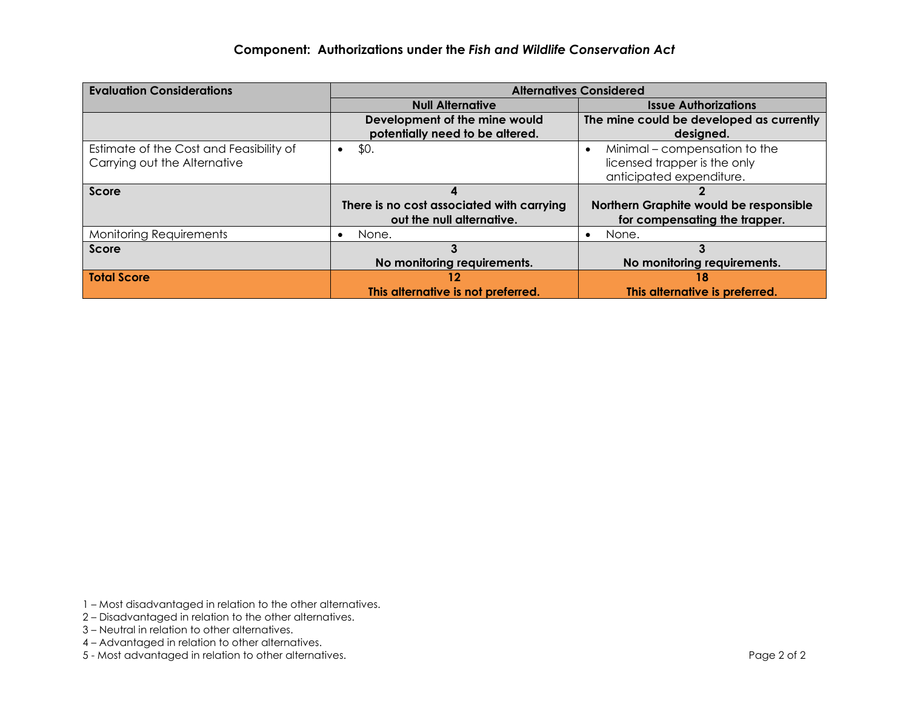## Component: Authorizations under the *Fish and Wildlife Conservation Act*

| Evaluation Considerations | Alternatives Considered | |
|---|---|---|
| | **Null Alternative** | **Issue Authorizations** |
| | **Development of the mine would potentially need to be altered.** | **The mine could be developed as currently designed.** |
| Estimate of the Cost and Feasibility of Carrying out the Alternative | • $0. | • Minimal – compensation to the licensed trapper is the only anticipated expenditure. |
| **Score** | **4**<br>**There is no cost associated with carrying out the null alternative.** | **2**<br>**Northern Graphite would be responsible for compensating the trapper.** |
| Monitoring Requirements | • None. | • None. |
| **Score** | **3**<br>**No monitoring requirements.** | **3**<br>**No monitoring requirements.** |
| **Total Score** | **12**<br>**This alternative is not preferred.** | **18**<br>**This alternative is preferred.** |

1 – Most disadvantaged in relation to the other alternatives.
2 – Disadvantaged in relation to the other alternatives.
3 – Neutral in relation to other alternatives.
4 – Advantaged in relation to other alternatives.
5 - Most advantaged in relation to other alternatives.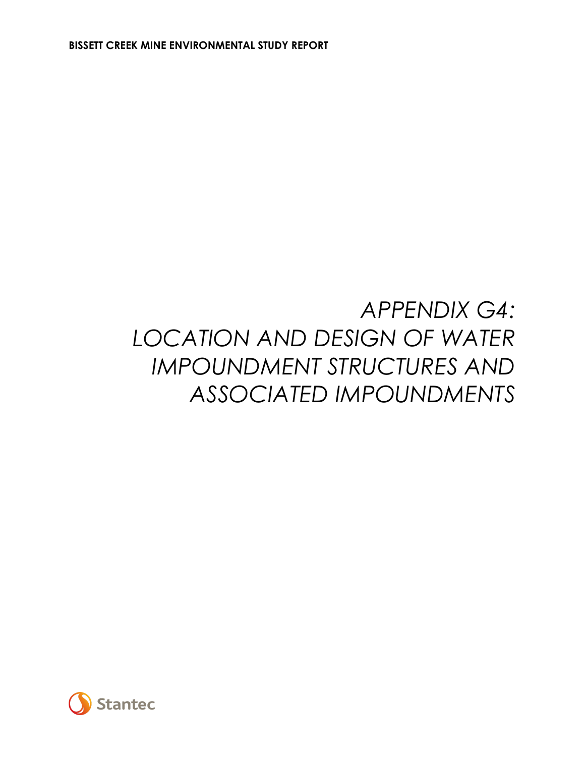# APPENDIX G4: LOCATION AND DESIGN OF WATER IMPOUNDMENT STRUCTURES AND ASSOCIATED IMPOUNDMENTS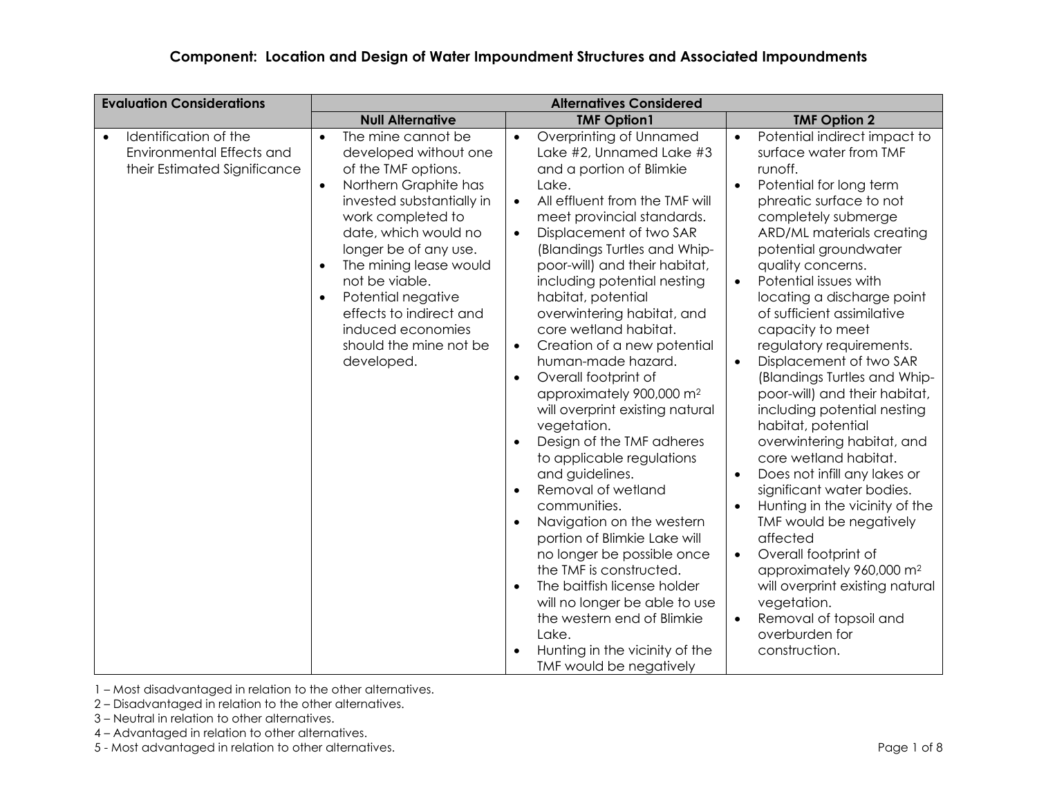## Component: Location and Design of Water Impoundment Structures and Associated Impoundments

| Evaluation Considerations | Alternatives Considered | | |
|---|---|---|---|
| | **Null Alternative** | **TMF Option1** | **TMF Option 2** |
| • Identification of the Environmental Effects and their Estimated Significance | • The mine cannot be developed without one of the TMF options.<br>• Northern Graphite has invested substantially in work completed to date, which would no longer be of any use.<br>• The mining lease would not be viable.<br>• Potential negative effects to indirect and induced economies should the mine not be developed. | • Overprinting of Unnamed Lake #2, Unnamed Lake #3 and a portion of Blimkie Lake.<br>• All effluent from the TMF will meet provincial standards.<br>• Displacement of two SAR (Blandings Turtles and Whip-poor-will) and their habitat, including potential nesting habitat, potential overwintering habitat, and core wetland habitat.<br>• Creation of a new potential human-made hazard.<br>• Overall footprint of approximately 900,000 $m^2$ will overprint existing natural vegetation.<br>• Design of the TMF adheres to applicable regulations and guidelines.<br>• Removal of wetland communities.<br>• Navigation on the western portion of Blimkie Lake will no longer be possible once the TMF is constructed.<br>• The baitfish license holder will no longer be able to use the western end of Blimkie Lake.<br>• Hunting in the vicinity of the TMF would be negatively | • Potential indirect impact to surface water from TMF runoff.<br>• Potential for long term phreatic surface to not completely submerge ARD/ML materials creating potential groundwater quality concerns.<br>• Potential issues with locating a discharge point of sufficient assimilative capacity to meet regulatory requirements.<br>• Displacement of two SAR (Blandings Turtles and Whip-poor-will) and their habitat, including potential nesting habitat, potential overwintering habitat, and core wetland habitat.<br>• Does not infill any lakes or significant water bodies.<br>• Hunting in the vicinity of the TMF would be negatively affected<br>• Overall footprint of approximately 960,000 $m^2$ will overprint existing natural vegetation.<br>• Removal of topsoil and overburden for construction. |

1 – Most disadvantaged in relation to the other alternatives.
2 – Disadvantaged in relation to the other alternatives.
3 – Neutral in relation to other alternatives.
4 – Advantaged in relation to other alternatives.
5 - Most advantaged in relation to other alternatives.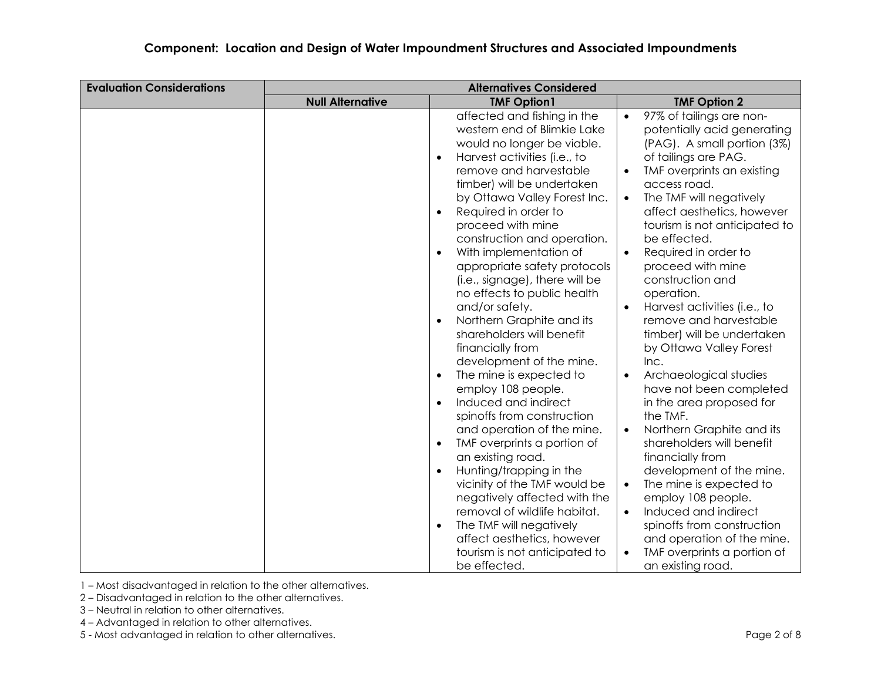## Component: Location and Design of Water Impoundment Structures and Associated Impoundments

| Evaluation Considerations | Alternatives Considered | | |
|---|---|---|---|
| | **Null Alternative** | **TMF Option1** | **TMF Option 2** |
| | | affected and fishing in the western end of Blimkie Lake would no longer be viable.<br>• Harvest activities (i.e., to remove and harvestable timber) will be undertaken by Ottawa Valley Forest Inc.<br>• Required in order to proceed with mine construction and operation.<br>• With implementation of appropriate safety protocols (i.e., signage), there will be no effects to public health and/or safety.<br>• Northern Graphite and its shareholders will benefit financially from development of the mine.<br>• The mine is expected to employ 108 people.<br>• Induced and indirect spinoffs from construction and operation of the mine.<br>• TMF overprints a portion of an existing road.<br>• Hunting/trapping in the vicinity of the TMF would be negatively affected with the removal of wildlife habitat.<br>• The TMF will negatively affect aesthetics, however tourism is not anticipated to be effected. | • 97% of tailings are non-potentially acid generating (PAG). A small portion (3%) of tailings are PAG.<br>• TMF overprints an existing access road.<br>• The TMF will negatively affect aesthetics, however tourism is not anticipated to be effected.<br>• Required in order to proceed with mine construction and operation.<br>• Harvest activities (i.e., to remove and harvestable timber) will be undertaken by Ottawa Valley Forest Inc.<br>• Archaeological studies have not been completed in the area proposed for the TMF.<br>• Northern Graphite and its shareholders will benefit financially from development of the mine.<br>• The mine is expected to employ 108 people.<br>• Induced and indirect spinoffs from construction and operation of the mine.<br>• TMF overprints a portion of an existing road. |

1 – Most disadvantaged in relation to the other alternatives.
2 – Disadvantaged in relation to the other alternatives.
3 – Neutral in relation to other alternatives.
4 – Advantaged in relation to other alternatives.
5 - Most advantaged in relation to other alternatives.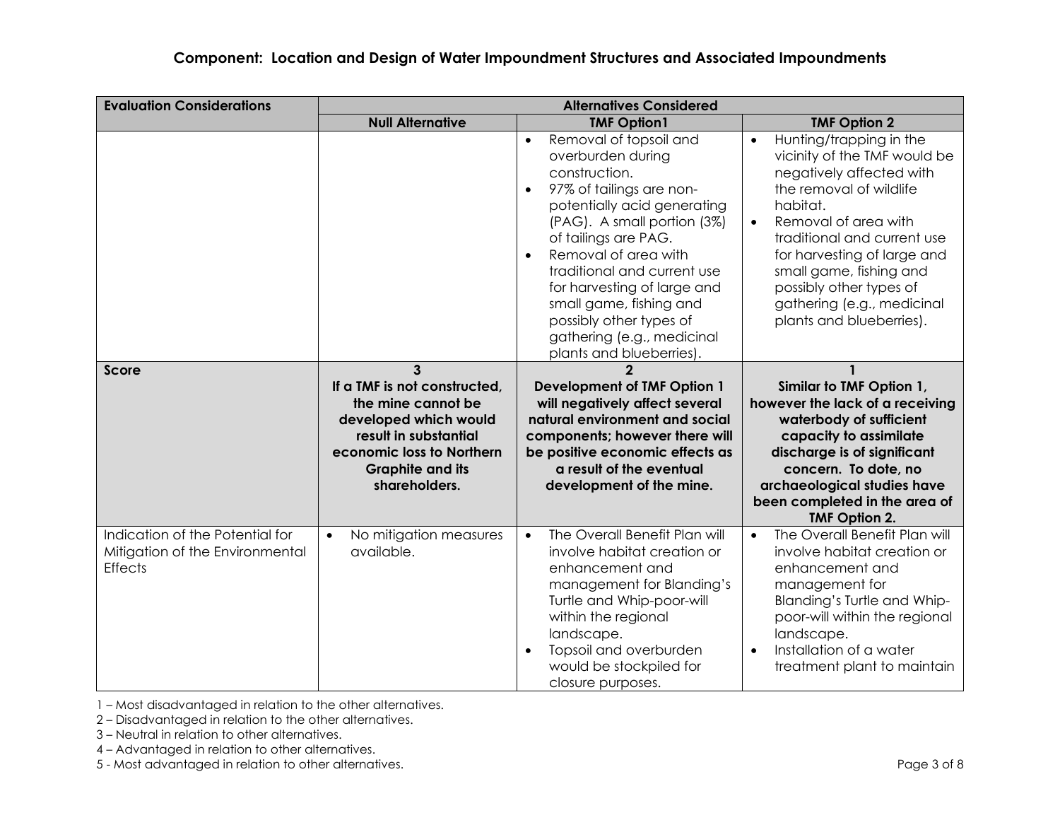## Component: Location and Design of Water Impoundment Structures and Associated Impoundments

| Evaluation Considerations | Alternatives Considered | | |
|---|---|---|---|
| | **Null Alternative** | **TMF Option1** | **TMF Option 2** |
| | | • Removal of topsoil and overburden during construction.<br>• 97% of tailings are non-potentially acid generating (PAG). A small portion (3%) of tailings are PAG.<br>• Removal of area with traditional and current use for harvesting of large and small game, fishing and possibly other types of gathering (e.g., medicinal plants and blueberries). | • Hunting/trapping in the vicinity of the TMF would be negatively affected with the removal of wildlife habitat.<br>• Removal of area with traditional and current use for harvesting of large and small game, fishing and possibly other types of gathering (e.g., medicinal plants and blueberries). |
| **Score** | **3**<br>**If a TMF is not constructed, the mine cannot be developed which would result in substantial economic loss to Northern Graphite and its shareholders.** | **2**<br>**Development of TMF Option 1 will negatively affect several natural environment and social components; however there will be positive economic effects as a result of the eventual development of the mine.** | **1**<br>**Similar to TMF Option 1, however the lack of a receiving waterbody of sufficient capacity to assimilate discharge is of significant concern. To dote, no archaeological studies have been completed in the area of TMF Option 2.** |
| Indication of the Potential for Mitigation of the Environmental Effects | • No mitigation measures available. | • The Overall Benefit Plan will involve habitat creation or enhancement and management for Blanding's Turtle and Whip-poor-will within the regional landscape.<br>• Topsoil and overburden would be stockpiled for closure purposes. | • The Overall Benefit Plan will involve habitat creation or enhancement and management for Blanding's Turtle and Whip-poor-will within the regional landscape.<br>• Installation of a water treatment plant to maintain |

1 – Most disadvantaged in relation to the other alternatives.
2 – Disadvantaged in relation to the other alternatives.
3 – Neutral in relation to other alternatives.
4 – Advantaged in relation to other alternatives.
5 - Most advantaged in relation to other alternatives.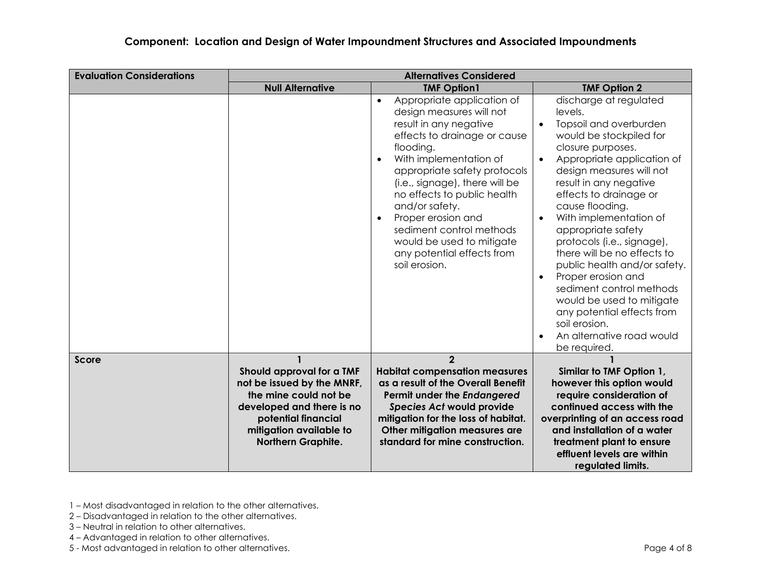## Component: Location and Design of Water Impoundment Structures and Associated Impoundments

| Evaluation Considerations | Alternatives Considered | | |
|---|---|---|---|
| | **Null Alternative** | **TMF Option1** | **TMF Option 2** |
| | | • Appropriate application of design measures will not result in any negative effects to drainage or cause flooding.<br>• With implementation of appropriate safety protocols (i.e., signage), there will be no effects to public health and/or safety.<br>• Proper erosion and sediment control methods would be used to mitigate any potential effects from soil erosion. | discharge at regulated levels.<br>• Topsoil and overburden would be stockpiled for closure purposes.<br>• Appropriate application of design measures will not result in any negative effects to drainage or cause flooding.<br>• With implementation of appropriate safety protocols (i.e., signage), there will be no effects to public health and/or safety.<br>• Proper erosion and sediment control methods would be used to mitigate any potential effects from soil erosion.<br>• An alternative road would be required. |
| **Score** | **1**<br>**Should approval for a TMF not be issued by the MNRF, the mine could not be developed and there is no potential financial mitigation available to Northern Graphite.** | **2**<br>**Habitat compensation measures as a result of the Overall Benefit Permit under the *Endangered Species Act* would provide mitigation for the loss of habitat. Other mitigation measures are standard for mine construction.** | **1**<br>**Similar to TMF Option 1, however this option would require consideration of continued access with the overprinting of an access road and installation of a water treatment plant to ensure effluent levels are within regulated limits.** |

1 – Most disadvantaged in relation to the other alternatives.
2 – Disadvantaged in relation to the other alternatives.
3 – Neutral in relation to other alternatives.
4 – Advantaged in relation to other alternatives.
5 - Most advantaged in relation to other alternatives.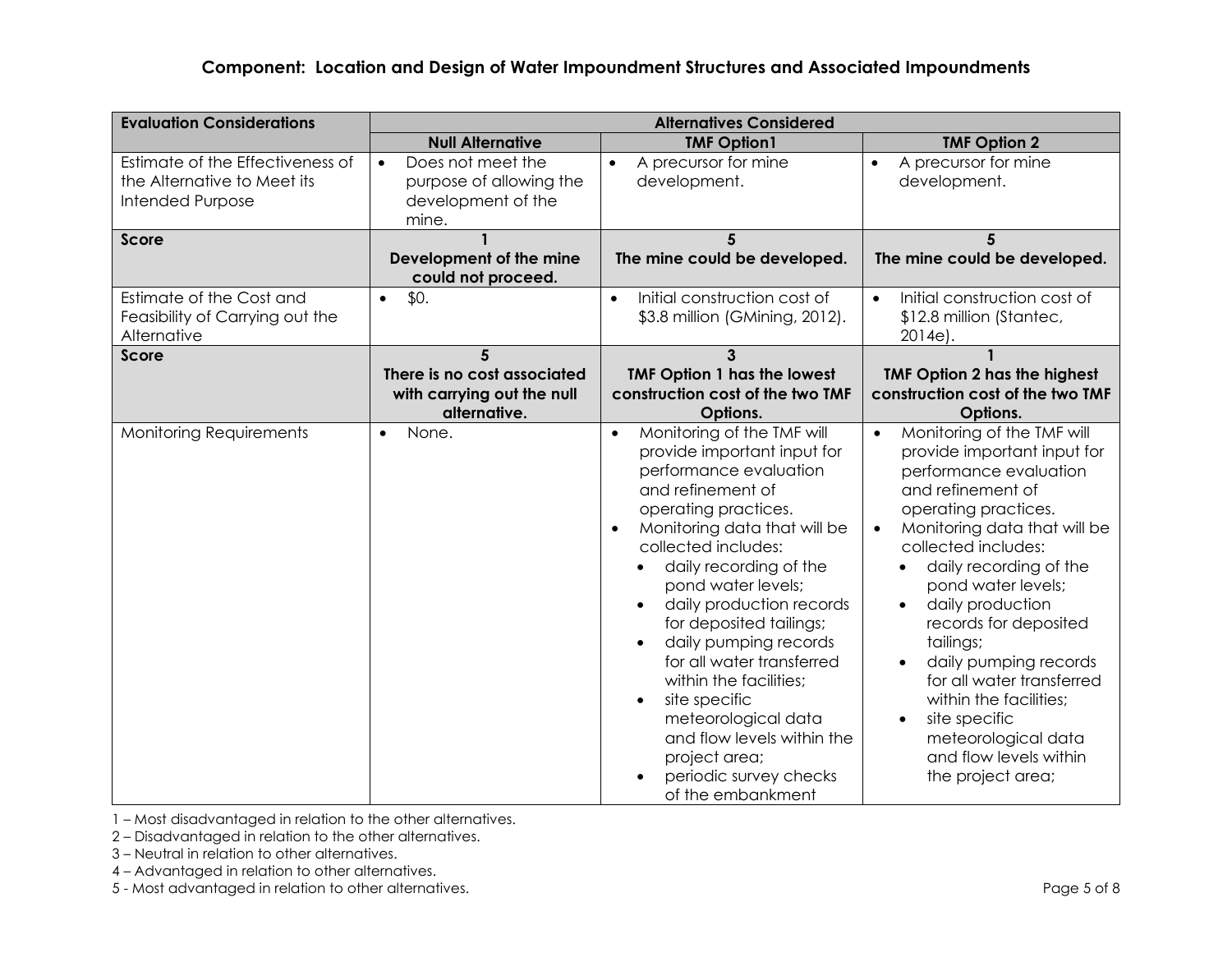## Component: Location and Design of Water Impoundment Structures and Associated Impoundments

| Evaluation Considerations | Alternatives Considered | | |
|---|---|---|---|
| | **Null Alternative** | **TMF Option1** | **TMF Option 2** |
| Estimate of the Effectiveness of the Alternative to Meet its Intended Purpose | • Does not meet the purpose of allowing the development of the mine. | • A precursor for mine development. | • A precursor for mine development. |
| **Score** | **1**<br>**Development of the mine could not proceed.** | **5**<br>**The mine could be developed.** | **5**<br>**The mine could be developed.** |
| Estimate of the Cost and Feasibility of Carrying out the Alternative | • $0. | • Initial construction cost of $3.8 million (GMining, 2012). | • Initial construction cost of $12.8 million (Stantec, 2014e). |
| **Score** | **5**<br>**There is no cost associated with carrying out the null alternative.** | **3**<br>**TMF Option 1 has the lowest construction cost of the two TMF Options.** | **1**<br>**TMF Option 2 has the highest construction cost of the two TMF Options.** |
| Monitoring Requirements | • None. | • Monitoring of the TMF will provide important input for performance evaluation and refinement of operating practices.<br>• Monitoring data that will be collected includes:<br>  • daily recording of the pond water levels;<br>  • daily production records for deposited tailings;<br>  • daily pumping records for all water transferred within the facilities;<br>  • site specific meteorological data and flow levels within the project area;<br>  • periodic survey checks of the embankment | • Monitoring of the TMF will provide important input for performance evaluation and refinement of operating practices.<br>• Monitoring data that will be collected includes:<br>  • daily recording of the pond water levels;<br>  • daily production records for deposited tailings;<br>  • daily pumping records for all water transferred within the facilities;<br>  • site specific meteorological data and flow levels within the project area; |

1 – Most disadvantaged in relation to the other alternatives.
2 – Disadvantaged in relation to the other alternatives.
3 – Neutral in relation to other alternatives.
4 – Advantaged in relation to other alternatives.
5 - Most advantaged in relation to other alternatives.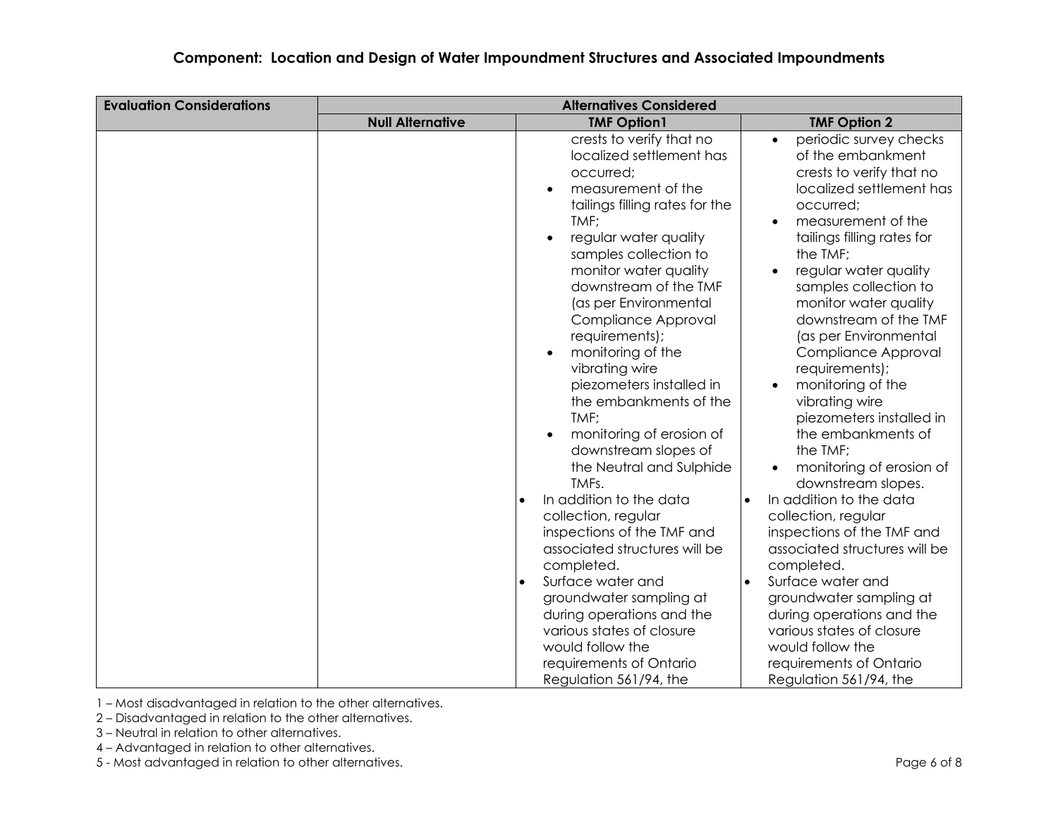## Component: Location and Design of Water Impoundment Structures and Associated Impoundments

| Evaluation Considerations | Alternatives Considered | | |
|---|---|---|---|
| | **Null Alternative** | **TMF Option1** | **TMF Option 2** |
| | | crests to verify that no localized settlement has occurred;<br>• measurement of the tailings filling rates for the TMF;<br>• regular water quality samples collection to monitor water quality downstream of the TMF (as per Environmental Compliance Approval requirements);<br>• monitoring of the vibrating wire piezometers installed in the embankments of the TMF;<br>• monitoring of erosion of downstream slopes of the Neutral and Sulphide TMFs.<br>• In addition to the data collection, regular inspections of the TMF and associated structures will be completed.<br>• Surface water and groundwater sampling at during operations and the various states of closure would follow the requirements of Ontario Regulation 561/94, the | • periodic survey checks of the embankment crests to verify that no localized settlement has occurred;<br>• measurement of the tailings filling rates for the TMF;<br>• regular water quality samples collection to monitor water quality downstream of the TMF (as per Environmental Compliance Approval requirements);<br>• monitoring of the vibrating wire piezometers installed in the embankments of the TMF;<br>• monitoring of erosion of downstream slopes.<br>• In addition to the data collection, regular inspections of the TMF and associated structures will be completed.<br>• Surface water and groundwater sampling at during operations and the various states of closure would follow the requirements of Ontario Regulation 561/94, the |

1 – Most disadvantaged in relation to the other alternatives.
2 – Disadvantaged in relation to the other alternatives.
3 – Neutral in relation to other alternatives.
4 – Advantaged in relation to other alternatives.
5 - Most advantaged in relation to other alternatives.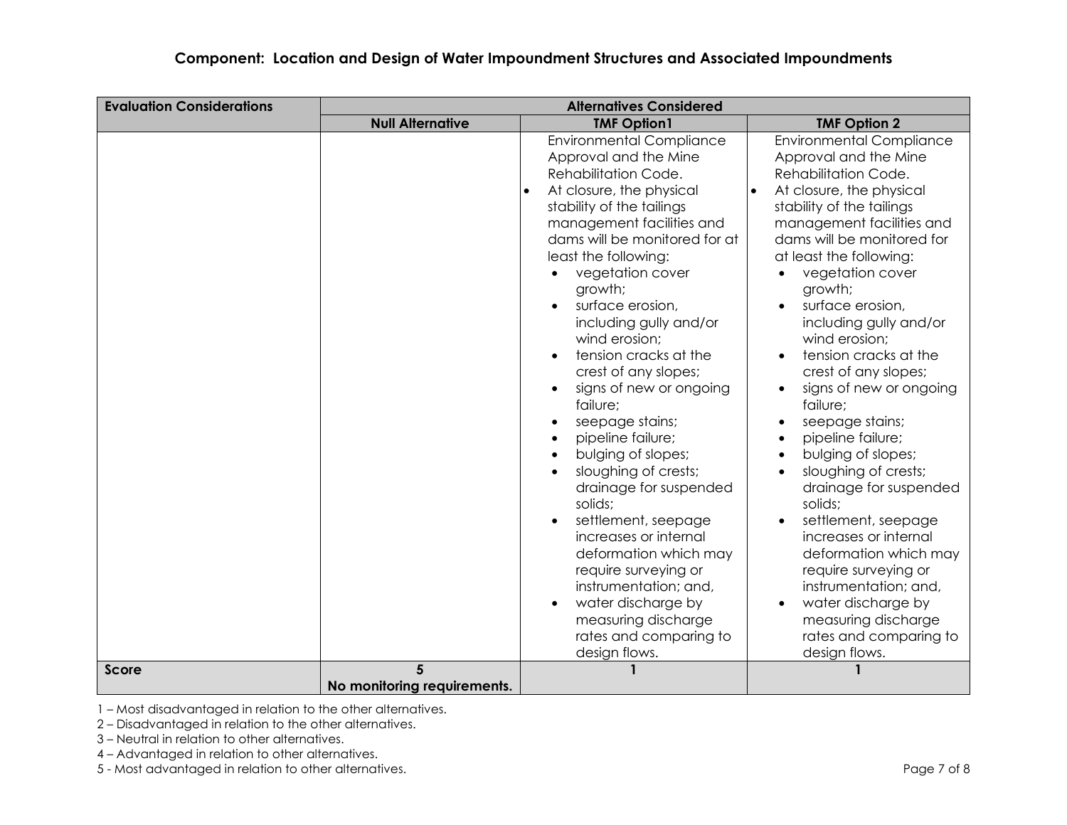## Component: Location and Design of Water Impoundment Structures and Associated Impoundments

| Evaluation Considerations | Alternatives Considered | | |
|---|---|---|---|
| | **Null Alternative** | **TMF Option1** | **TMF Option 2** |
| | | Environmental Compliance Approval and the Mine Rehabilitation Code.<br>• At closure, the physical stability of the tailings management facilities and dams will be monitored for at least the following:<br>• vegetation cover growth;<br>• surface erosion, including gully and/or wind erosion;<br>• tension cracks at the crest of any slopes;<br>• signs of new or ongoing failure;<br>• seepage stains;<br>• pipeline failure;<br>• bulging of slopes;<br>• sloughing of crests; drainage for suspended solids;<br>• settlement, seepage increases or internal deformation which may require surveying or instrumentation; and,<br>• water discharge by measuring discharge rates and comparing to design flows. | Environmental Compliance Approval and the Mine Rehabilitation Code.<br>• At closure, the physical stability of the tailings management facilities and dams will be monitored for at least the following:<br>• vegetation cover growth;<br>• surface erosion, including gully and/or wind erosion;<br>• tension cracks at the crest of any slopes;<br>• signs of new or ongoing failure;<br>• seepage stains;<br>• pipeline failure;<br>• bulging of slopes;<br>• sloughing of crests; drainage for suspended solids;<br>• settlement, seepage increases or internal deformation which may require surveying or instrumentation; and,<br>• water discharge by measuring discharge rates and comparing to design flows. |
| **Score** | **5**<br>**No monitoring requirements.** | **1** | **1** |

1 – Most disadvantaged in relation to the other alternatives.
2 – Disadvantaged in relation to the other alternatives.
3 – Neutral in relation to other alternatives.
4 – Advantaged in relation to other alternatives.
5 - Most advantaged in relation to other alternatives.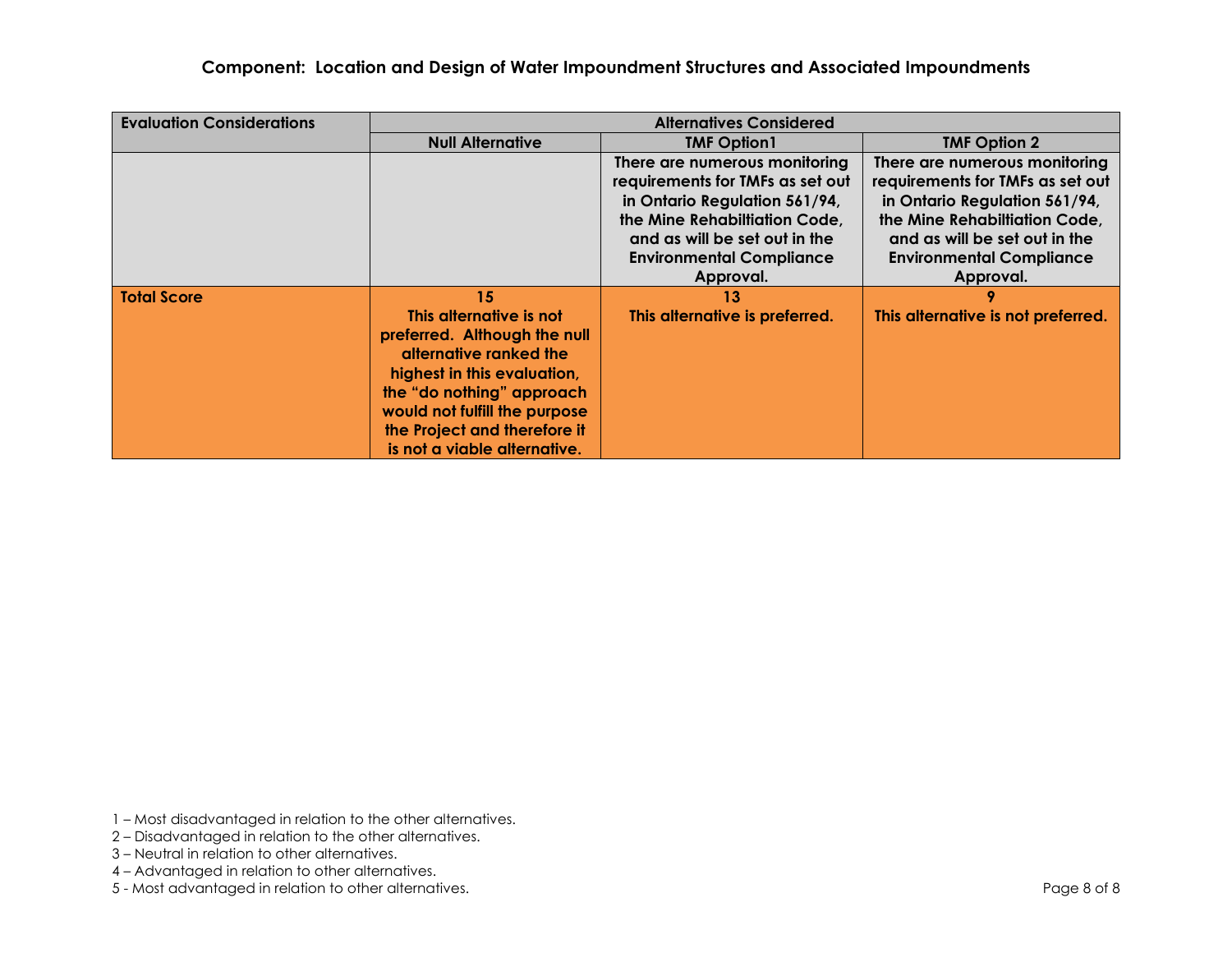### Component: Location and Design of Water Impoundment Structures and Associated Impoundments

| Evaluation Considerations | Alternatives Considered | | |
|---|---|---|---|
| | Null Alternative | TMF Option1 | TMF Option 2 |
| | | There are numerous monitoring requirements for TMFs as set out in Ontario Regulation 561/94, the Mine Rehabiltiation Code, and as will be set out in the Environmental Compliance Approval. | There are numerous monitoring requirements for TMFs as set out in Ontario Regulation 561/94, the Mine Rehabiltiation Code, and as will be set out in the Environmental Compliance Approval. |
| **Total Score** | **15** This alternative is not preferred. Although the null alternative ranked the highest in this evaluation, the "do nothing" approach would not fulfill the purpose the Project and therefore it is not a viable alternative. | **13** This alternative is preferred. | **9** This alternative is not preferred. |

1 – Most disadvantaged in relation to the other alternatives.
2 – Disadvantaged in relation to the other alternatives.
3 – Neutral in relation to other alternatives.
4 – Advantaged in relation to other alternatives.
5 - Most advantaged in relation to other alternatives.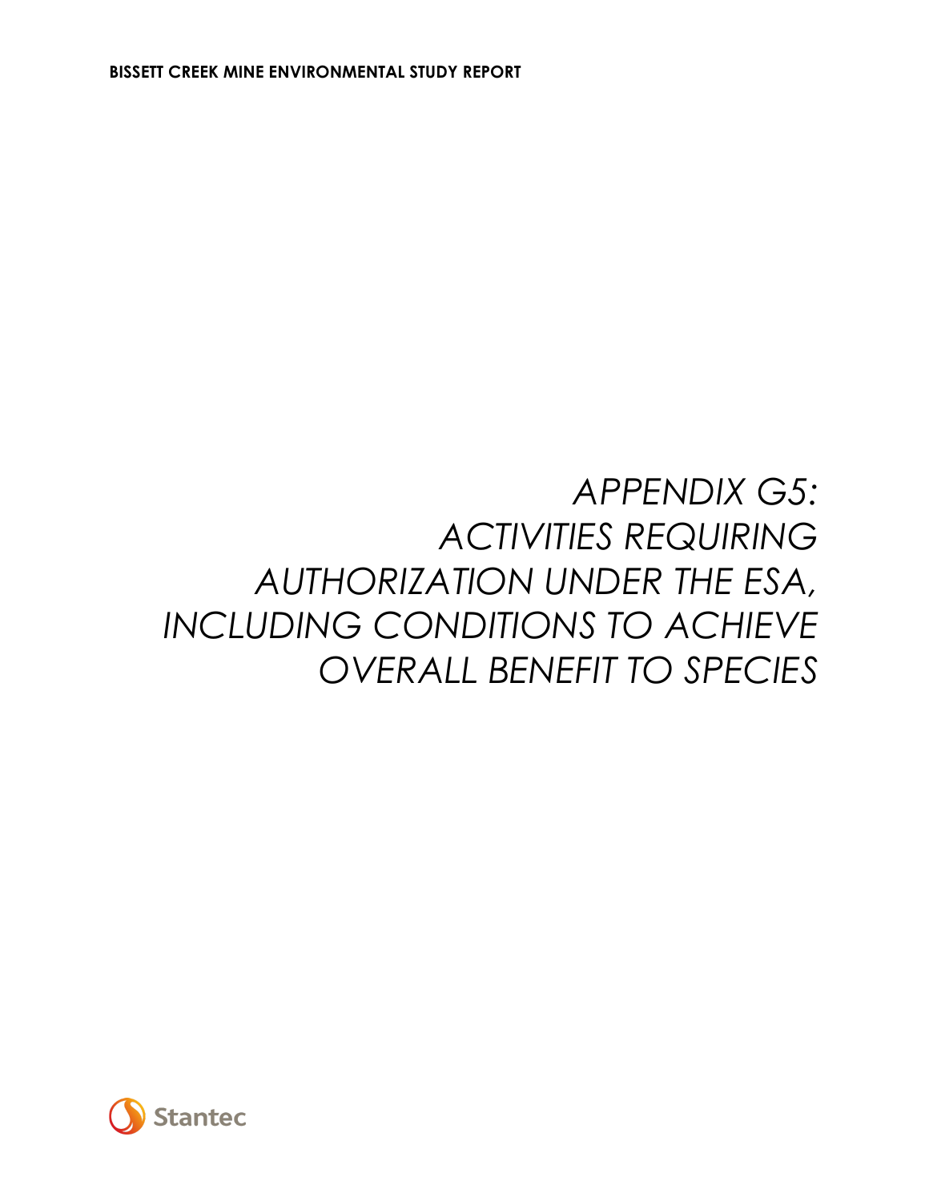# APPENDIX G5: ACTIVITIES REQUIRING AUTHORIZATION UNDER THE ESA, INCLUDING CONDITIONS TO ACHIEVE OVERALL BENEFIT TO SPECIES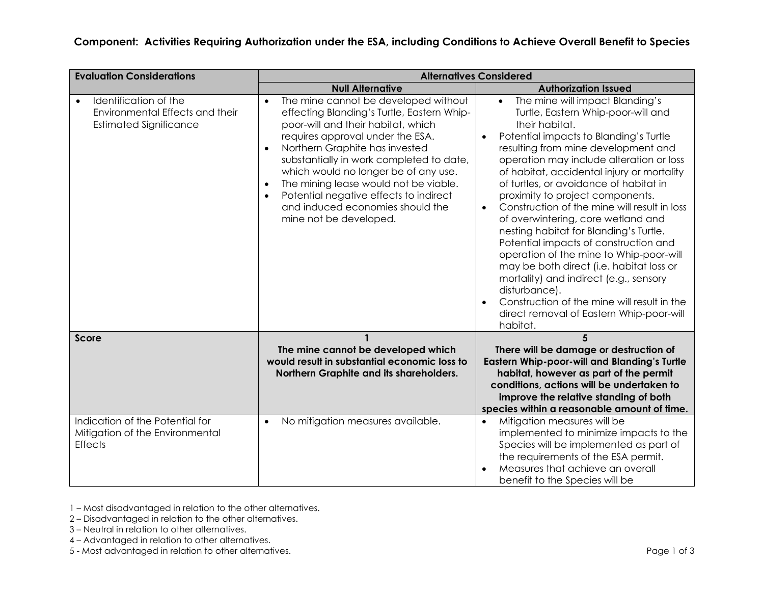## Component: Activities Requiring Authorization under the ESA, including Conditions to Achieve Overall Benefit to Species

| Evaluation Considerations | Alternatives Considered | |
|---|---|---|
| | **Null Alternative** | **Authorization Issued** |
| • Identification of the Environmental Effects and their Estimated Significance | • The mine cannot be developed without effecting Blanding's Turtle, Eastern Whip-poor-will and their habitat, which requires approval under the ESA.<br>• Northern Graphite has invested substantially in work completed to date, which would no longer be of any use.<br>• The mining lease would not be viable.<br>• Potential negative effects to indirect and induced economies should the mine not be developed. | • The mine will impact Blanding's Turtle, Eastern Whip-poor-will and their habitat.<br>• Potential impacts to Blanding's Turtle resulting from mine development and operation may include alteration or loss of habitat, accidental injury or mortality of turtles, or avoidance of habitat in proximity to project components.<br>• Construction of the mine will result in loss of overwintering, core wetland and nesting habitat for Blanding's Turtle. Potential impacts of construction and operation of the mine to Whip-poor-will may be both direct (i.e. habitat loss or mortality) and indirect (e.g., sensory disturbance).<br>• Construction of the mine will result in the direct removal of Eastern Whip-poor-will habitat. |
| **Score** | **1**<br>**The mine cannot be developed which would result in substantial economic loss to Northern Graphite and its shareholders.** | **5**<br>**There will be damage or destruction of Eastern Whip-poor-will and Blanding's Turtle habitat, however as part of the permit conditions, actions will be undertaken to improve the relative standing of both species within a reasonable amount of time.** |
| Indication of the Potential for Mitigation of the Environmental Effects | • No mitigation measures available. | • Mitigation measures will be implemented to minimize impacts to the Species will be implemented as part of the requirements of the ESA permit.<br>• Measures that achieve an overall benefit to the Species will be |

1 – Most disadvantaged in relation to the other alternatives.
2 – Disadvantaged in relation to the other alternatives.
3 – Neutral in relation to other alternatives.
4 – Advantaged in relation to other alternatives.
5 - Most advantaged in relation to other alternatives.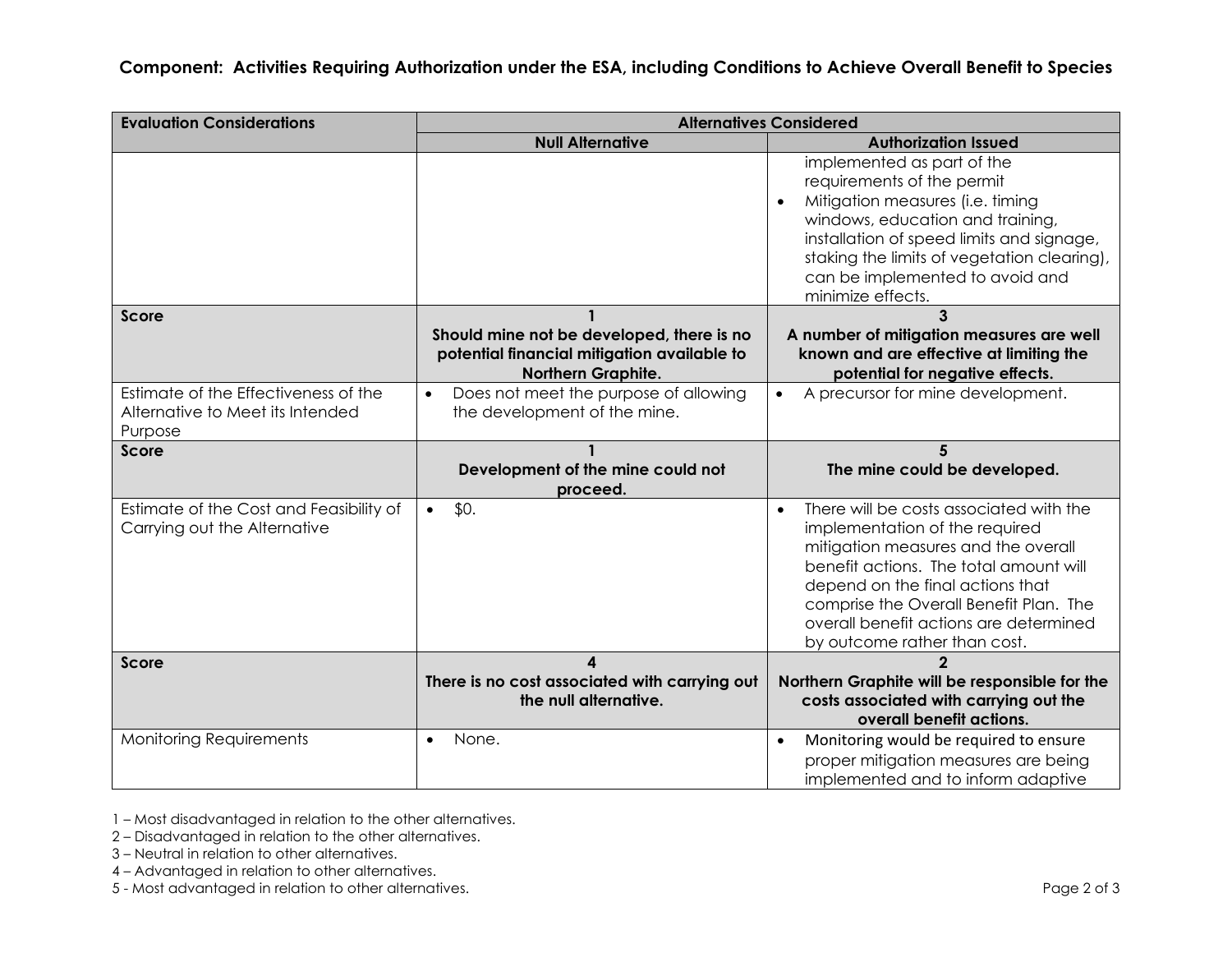**Component: Activities Requiring Authorization under the ESA, including Conditions to Achieve Overall Benefit to Species**

| Evaluation Considerations | Alternatives Considered | |
|---|---|---|
| | **Null Alternative** | **Authorization Issued** |
| | | implemented as part of the requirements of the permit<br>• Mitigation measures (i.e. timing windows, education and training, installation of speed limits and signage, staking the limits of vegetation clearing), can be implemented to avoid and minimize effects. |
| **Score** | **1**<br>**Should mine not be developed, there is no potential financial mitigation available to Northern Graphite.** | **3**<br>**A number of mitigation measures are well known and are effective at limiting the potential for negative effects.** |
| Estimate of the Effectiveness of the Alternative to Meet its Intended Purpose | • Does not meet the purpose of allowing the development of the mine. | • A precursor for mine development. |
| **Score** | **1**<br>**Development of the mine could not proceed.** | **5**<br>**The mine could be developed.** |
| Estimate of the Cost and Feasibility of Carrying out the Alternative | • $0. | • There will be costs associated with the implementation of the required mitigation measures and the overall benefit actions. The total amount will depend on the final actions that comprise the Overall Benefit Plan. The overall benefit actions are determined by outcome rather than cost. |
| **Score** | **4**<br>**There is no cost associated with carrying out the null alternative.** | **2**<br>**Northern Graphite will be responsible for the costs associated with carrying out the overall benefit actions.** |
| Monitoring Requirements | • None. | • Monitoring would be required to ensure proper mitigation measures are being implemented and to inform adaptive |

1 – Most disadvantaged in relation to the other alternatives.
2 – Disadvantaged in relation to the other alternatives.
3 – Neutral in relation to other alternatives.
4 – Advantaged in relation to other alternatives.
5 - Most advantaged in relation to other alternatives.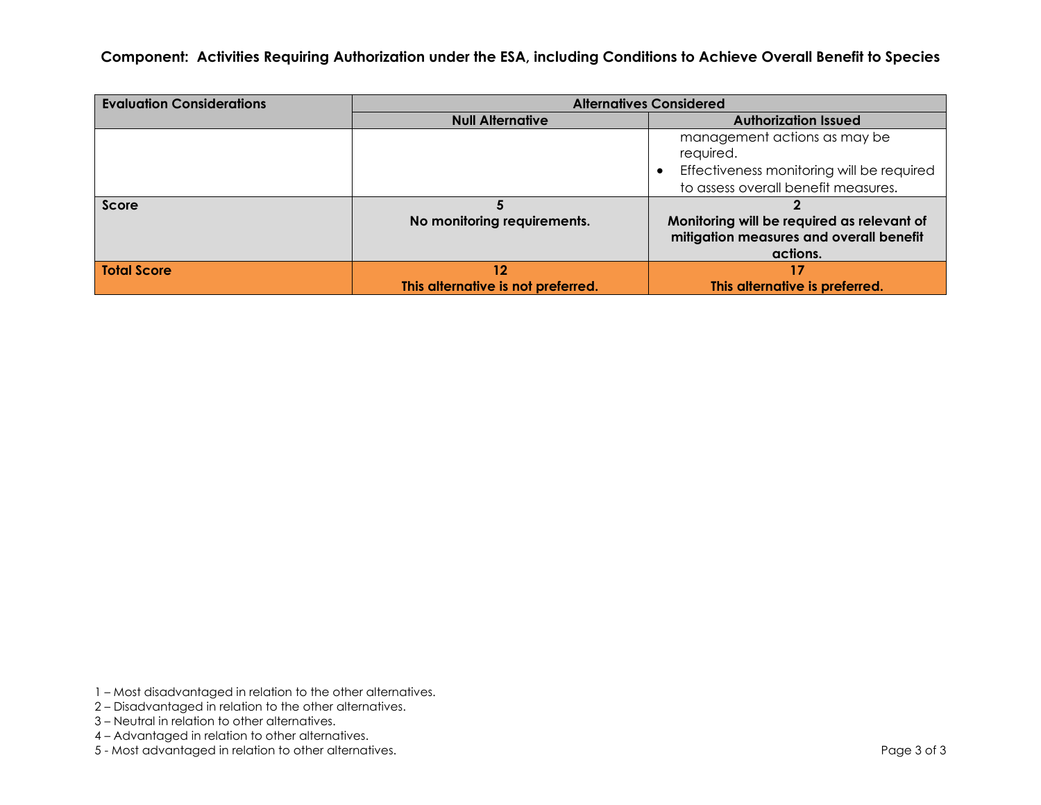**Component: Activities Requiring Authorization under the ESA, including Conditions to Achieve Overall Benefit to Species**

| Evaluation Considerations | Alternatives Considered | |
|---|---|---|
| | **Null Alternative** | **Authorization Issued** |
| | | management actions as may be required.<br>• Effectiveness monitoring will be required to assess overall benefit measures. |
| **Score** | **5**<br>**No monitoring requirements.** | **2**<br>**Monitoring will be required as relevant of mitigation measures and overall benefit actions.** |
| **Total Score** | **12**<br>**This alternative is not preferred.** | **17**<br>**This alternative is preferred.** |

1 – Most disadvantaged in relation to the other alternatives.
2 – Disadvantaged in relation to the other alternatives.
3 – Neutral in relation to other alternatives.
4 – Advantaged in relation to other alternatives.
5 - Most advantaged in relation to other alternatives.